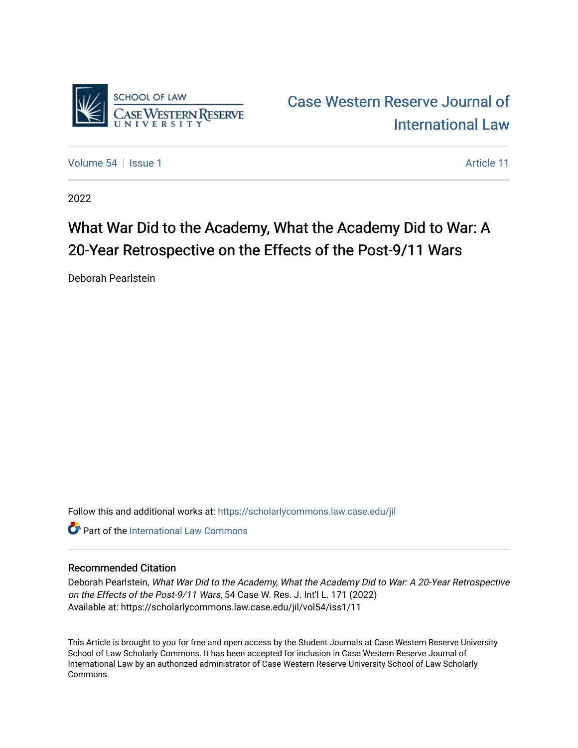Case Western Reserve Journal of International Law

Volume 54 | Issue 1 | Article 11

2022

# What War Did to the Academy, What the Academy Did to War: A 20-Year Retrospective on the Effects of the Post-9/11 Wars

Deborah Pearlstein

Follow this and additional works at: https://scholarlycommons.law.case.edu/jil

Part of the International Law Commons

## Recommended Citation

Deborah Pearlstein, *What War Did to the Academy, What the Academy Did to War: A 20-Year Retrospective on the Effects of the Post-9/11 Wars*, 54 Case W. Res. J. Int'l L. 171 (2022)
Available at: https://scholarlycommons.law.case.edu/jil/vol54/iss1/11

This Article is brought to you for free and open access by the Student Journals at Case Western Reserve University School of Law Scholarly Commons. It has been accepted for inclusion in Case Western Reserve Journal of International Law by an authorized administrator of Case Western Reserve University School of Law Scholarly Commons.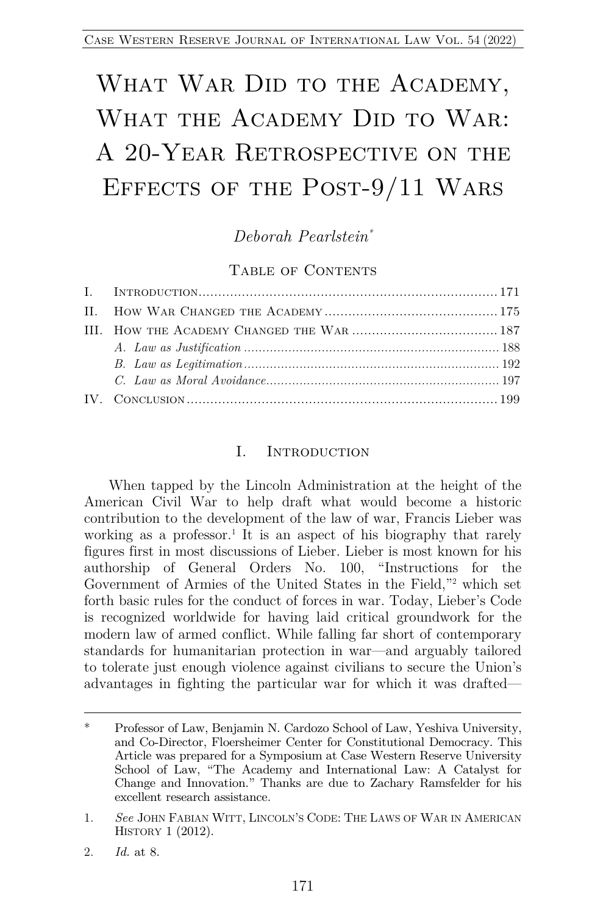# What War Did to the Academy, What the Academy Did to War: A 20-Year Retrospective on the Effects of the Post-9/11 Wars

*Deborah Pearlstein*[*]

## Table of Contents

I. Introduction ........ 171
II. How War Changed the Academy ........ 175
III. How the Academy Changed the War ........ 187
  *A. Law as Justification* ........ 188
  *B. Law as Legitimation* ........ 192
  *C. Law as Moral Avoidance* ........ 197
IV. Conclusion ........ 199

## I. Introduction

When tapped by the Lincoln Administration at the height of the American Civil War to help draft what would become a historic contribution to the development of the law of war, Francis Lieber was working as a professor.[1] It is an aspect of his biography that rarely figures first in most discussions of Lieber. Lieber is most known for his authorship of General Orders No. 100, "Instructions for the Government of Armies of the United States in the Field,"[2] which set forth basic rules for the conduct of forces in war. Today, Lieber's Code is recognized worldwide for having laid critical groundwork for the modern law of armed conflict. While falling far short of contemporary standards for humanitarian protection in war—and arguably tailored to tolerate just enough violence against civilians to secure the Union's advantages in fighting the particular war for which it was drafted—

---

\* Professor of Law, Benjamin N. Cardozo School of Law, Yeshiva University, and Co-Director, Floersheimer Center for Constitutional Democracy. This Article was prepared for a Symposium at Case Western Reserve University School of Law, "The Academy and International Law: A Catalyst for Change and Innovation." Thanks are due to Zachary Ramsfelder for his excellent research assistance.

1. *See* John Fabian Witt, Lincoln's Code: The Laws of War in American History 1 (2012).

2. *Id.* at 8.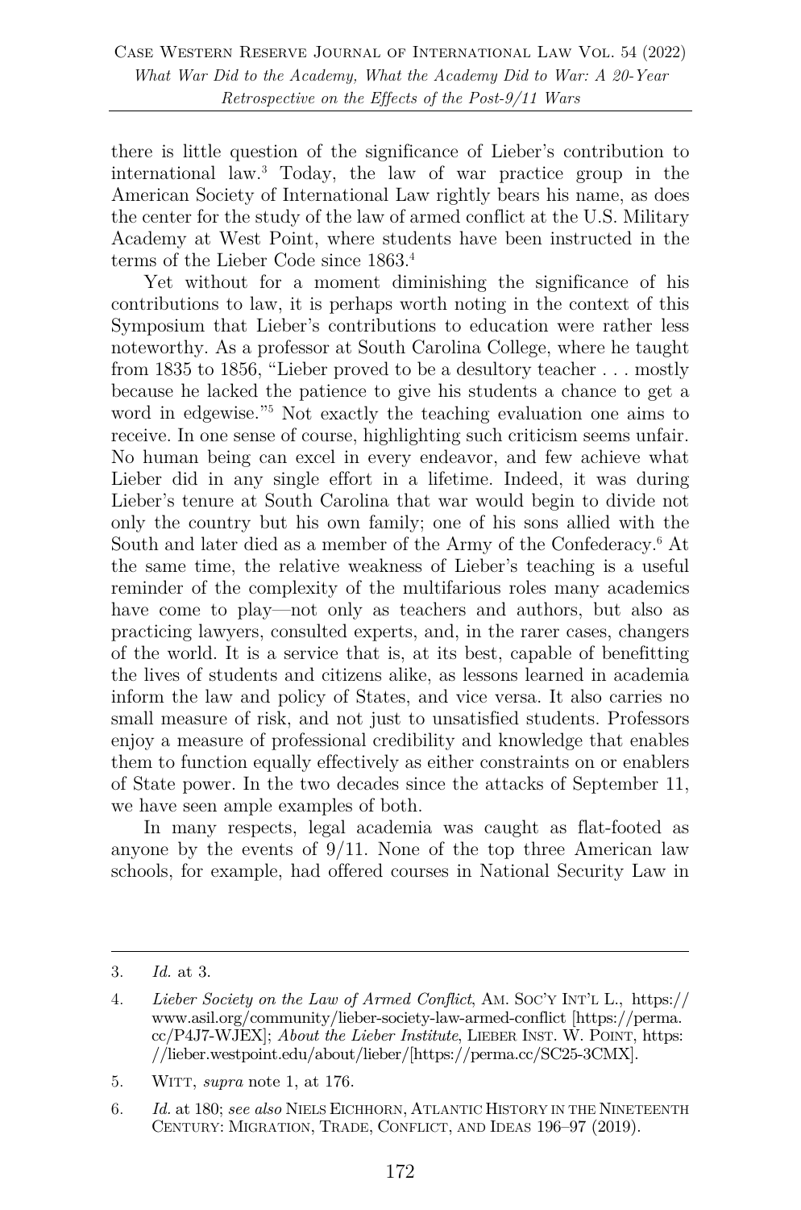there is little question of the significance of Lieber's contribution to international law.[3] Today, the law of war practice group in the American Society of International Law rightly bears his name, as does the center for the study of the law of armed conflict at the U.S. Military Academy at West Point, where students have been instructed in the terms of the Lieber Code since 1863.[4]

Yet without for a moment diminishing the significance of his contributions to law, it is perhaps worth noting in the context of this Symposium that Lieber's contributions to education were rather less noteworthy. As a professor at South Carolina College, where he taught from 1835 to 1856, "Lieber proved to be a desultory teacher . . . mostly because he lacked the patience to give his students a chance to get a word in edgewise."[5] Not exactly the teaching evaluation one aims to receive. In one sense of course, highlighting such criticism seems unfair. No human being can excel in every endeavor, and few achieve what Lieber did in any single effort in a lifetime. Indeed, it was during Lieber's tenure at South Carolina that war would begin to divide not only the country but his own family; one of his sons allied with the South and later died as a member of the Army of the Confederacy.[6] At the same time, the relative weakness of Lieber's teaching is a useful reminder of the complexity of the multifarious roles many academics have come to play—not only as teachers and authors, but also as practicing lawyers, consulted experts, and, in the rarer cases, changers of the world. It is a service that is, at its best, capable of benefitting the lives of students and citizens alike, as lessons learned in academia inform the law and policy of States, and vice versa. It also carries no small measure of risk, and not just to unsatisfied students. Professors enjoy a measure of professional credibility and knowledge that enables them to function equally effectively as either constraints on or enablers of State power. In the two decades since the attacks of September 11, we have seen ample examples of both.

In many respects, legal academia was caught as flat-footed as anyone by the events of 9/11. None of the top three American law schools, for example, had offered courses in National Security Law in

---

3. *Id.* at 3.

4. *Lieber Society on the Law of Armed Conflict*, AM. SOC'Y INT'L L., https://www.asil.org/community/lieber-society-law-armed-conflict [https://perma.cc/P4J7-WJEX]; *About the Lieber Institute*, LIEBER INST. W. POINT, https://lieber.westpoint.edu/about/lieber/[https://perma.cc/SC25-3CMX].

5. WITT, *supra* note 1, at 176.

6. *Id.* at 180; *see also* NIELS EICHHORN, ATLANTIC HISTORY IN THE NINETEENTH CENTURY: MIGRATION, TRADE, CONFLICT, AND IDEAS 196–97 (2019).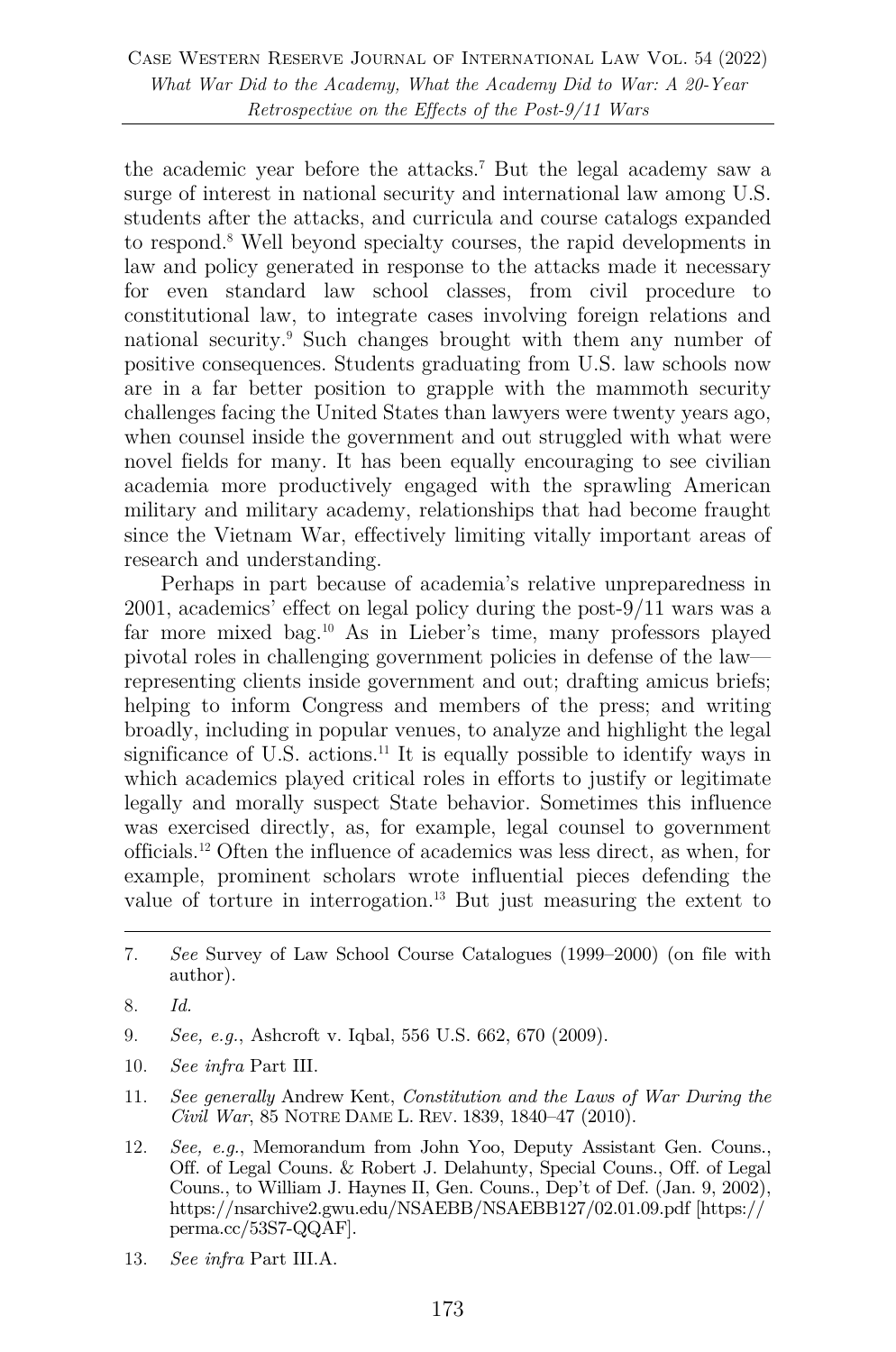the academic year before the attacks.[7] But the legal academy saw a surge of interest in national security and international law among U.S. students after the attacks, and curricula and course catalogs expanded to respond.[8] Well beyond specialty courses, the rapid developments in law and policy generated in response to the attacks made it necessary for even standard law school classes, from civil procedure to constitutional law, to integrate cases involving foreign relations and national security.[9] Such changes brought with them any number of positive consequences. Students graduating from U.S. law schools now are in a far better position to grapple with the mammoth security challenges facing the United States than lawyers were twenty years ago, when counsel inside the government and out struggled with what were novel fields for many. It has been equally encouraging to see civilian academia more productively engaged with the sprawling American military and military academy, relationships that had become fraught since the Vietnam War, effectively limiting vitally important areas of research and understanding.

Perhaps in part because of academia's relative unpreparedness in 2001, academics' effect on legal policy during the post-9/11 wars was a far more mixed bag.[10] As in Lieber's time, many professors played pivotal roles in challenging government policies in defense of the law—representing clients inside government and out; drafting amicus briefs; helping to inform Congress and members of the press; and writing broadly, including in popular venues, to analyze and highlight the legal significance of U.S. actions.[11] It is equally possible to identify ways in which academics played critical roles in efforts to justify or legitimate legally and morally suspect State behavior. Sometimes this influence was exercised directly, as, for example, legal counsel to government officials.[12] Often the influence of academics was less direct, as when, for example, prominent scholars wrote influential pieces defending the value of torture in interrogation.[13] But just measuring the extent to

---

7. *See* Survey of Law School Course Catalogues (1999–2000) (on file with author).

8. *Id.*

9. *See, e.g.*, Ashcroft v. Iqbal, 556 U.S. 662, 670 (2009).

10. *See infra* Part III.

11. *See generally* Andrew Kent, *Constitution and the Laws of War During the Civil War*, 85 NOTRE DAME L. REV. 1839, 1840–47 (2010).

12. *See, e.g.*, Memorandum from John Yoo, Deputy Assistant Gen. Couns., Off. of Legal Couns. & Robert J. Delahunty, Special Couns., Off. of Legal Couns., to William J. Haynes II, Gen. Couns., Dep't of Def. (Jan. 9, 2002), https://nsarchive2.gwu.edu/NSAEBB/NSAEBB127/02.01.09.pdf [https://perma.cc/53S7-QQAF].

13. *See infra* Part III.A.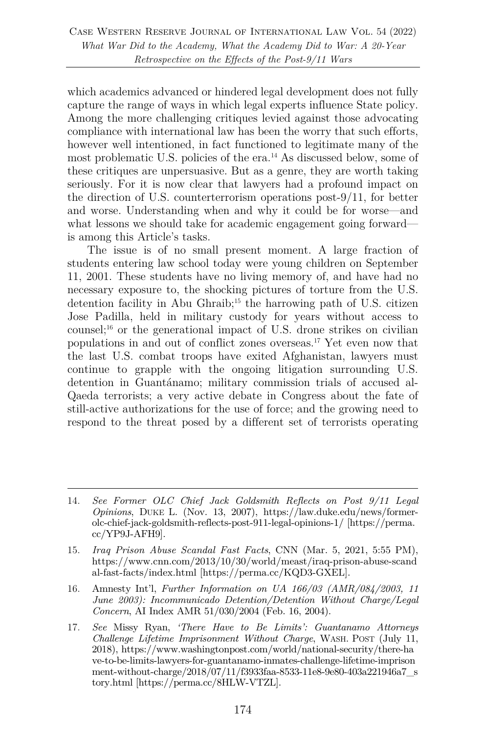which academics advanced or hindered legal development does not fully capture the range of ways in which legal experts influence State policy. Among the more challenging critiques levied against those advocating compliance with international law has been the worry that such efforts, however well intentioned, in fact functioned to legitimate many of the most problematic U.S. policies of the era.[14] As discussed below, some of these critiques are unpersuasive. But as a genre, they are worth taking seriously. For it is now clear that lawyers had a profound impact on the direction of U.S. counterterrorism operations post-9/11, for better and worse. Understanding when and why it could be for worse—and what lessons we should take for academic engagement going forward—is among this Article's tasks.

The issue is of no small present moment. A large fraction of students entering law school today were young children on September 11, 2001. These students have no living memory of, and have had no necessary exposure to, the shocking pictures of torture from the U.S. detention facility in Abu Ghraib;[15] the harrowing path of U.S. citizen Jose Padilla, held in military custody for years without access to counsel;[16] or the generational impact of U.S. drone strikes on civilian populations in and out of conflict zones overseas.[17] Yet even now that the last U.S. combat troops have exited Afghanistan, lawyers must continue to grapple with the ongoing litigation surrounding U.S. detention in Guantánamo; military commission trials of accused al-Qaeda terrorists; a very active debate in Congress about the fate of still-active authorizations for the use of force; and the growing need to respond to the threat posed by a different set of terrorists operating

---

14. *See Former OLC Chief Jack Goldsmith Reflects on Post 9/11 Legal Opinions*, DUKE L. (Nov. 13, 2007), https://law.duke.edu/news/former-olc-chief-jack-goldsmith-reflects-post-911-legal-opinions-1/ [https://perma.cc/YP9J-AFH9].

15. *Iraq Prison Abuse Scandal Fast Facts*, CNN (Mar. 5, 2021, 5:55 PM), https://www.cnn.com/2013/10/30/world/meast/iraq-prison-abuse-scandal-fast-facts/index.html [https://perma.cc/KQD3-GXEL].

16. Amnesty Int'l, *Further Information on UA 166/03 (AMR/084/2003, 11 June 2003): Incommunicado Detention/Detention Without Charge/Legal Concern*, AI Index AMR 51/030/2004 (Feb. 16, 2004).

17. *See* Missy Ryan, *'There Have to Be Limits': Guantanamo Attorneys Challenge Lifetime Imprisonment Without Charge*, WASH. POST (July 11, 2018), https://www.washingtonpost.com/world/national-security/there-have-to-be-limits-lawyers-for-guantanamo-inmates-challenge-lifetime-imprisonment-without-charge/2018/07/11/f3933faa-8533-11e8-9e80-403a221946a7_story.html [https://perma.cc/8HLW-VTZL].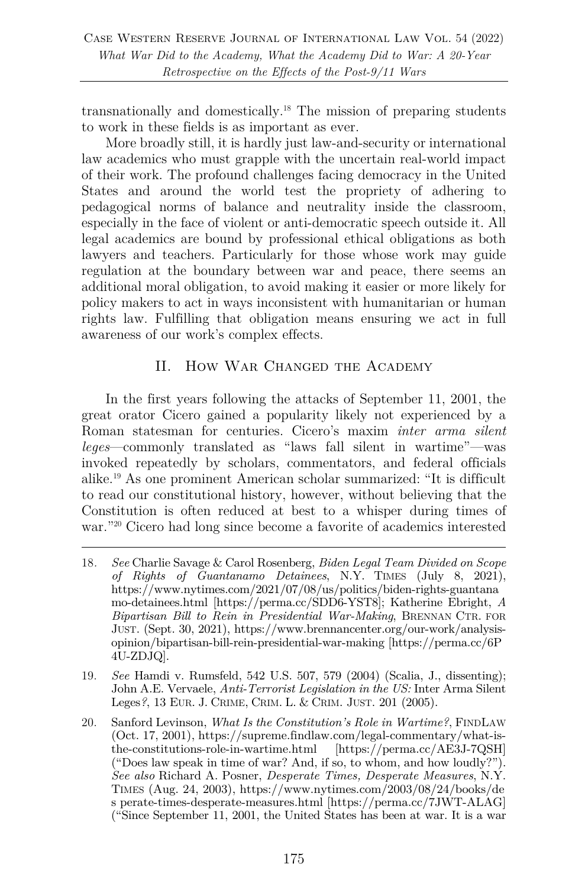transnationally and domestically.[18] The mission of preparing students to work in these fields is as important as ever.

More broadly still, it is hardly just law-and-security or international law academics who must grapple with the uncertain real-world impact of their work. The profound challenges facing democracy in the United States and around the world test the propriety of adhering to pedagogical norms of balance and neutrality inside the classroom, especially in the face of violent or anti-democratic speech outside it. All legal academics are bound by professional ethical obligations as both lawyers and teachers. Particularly for those whose work may guide regulation at the boundary between war and peace, there seems an additional moral obligation, to avoid making it easier or more likely for policy makers to act in ways inconsistent with humanitarian or human rights law. Fulfilling that obligation means ensuring we act in full awareness of our work's complex effects.

## II. How War Changed the Academy

In the first years following the attacks of September 11, 2001, the great orator Cicero gained a popularity likely not experienced by a Roman statesman for centuries. Cicero's maxim *inter arma silent leges*—commonly translated as "laws fall silent in wartime"—was invoked repeatedly by scholars, commentators, and federal officials alike.[19] As one prominent American scholar summarized: "It is difficult to read our constitutional history, however, without believing that the Constitution is often reduced at best to a whisper during times of war."[20] Cicero had long since become a favorite of academics interested

---

18. *See* Charlie Savage & Carol Rosenberg, *Biden Legal Team Divided on Scope of Rights of Guantanamo Detainees*, N.Y. Times (July 8, 2021), https://www.nytimes.com/2021/07/08/us/politics/biden-rights-guantanamo-detainees.html [https://perma.cc/SDD6-YST8]; Katherine Ebright, *A Bipartisan Bill to Rein in Presidential War-Making*, Brennan Ctr. for Just. (Sept. 30, 2021), https://www.brennancenter.org/our-work/analysis-opinion/bipartisan-bill-rein-presidential-war-making [https://perma.cc/6P4U-ZDJQ].

19. *See* Hamdi v. Rumsfeld, 542 U.S. 507, 579 (2004) (Scalia, J., dissenting); John A.E. Vervaele, *Anti-Terrorist Legislation in the US:* Inter Arma Silent Leges*?*, 13 Eur. J. Crime, Crim. L. & Crim. Just. 201 (2005).

20. Sanford Levinson, *What Is the Constitution's Role in Wartime?*, FindLaw (Oct. 17, 2001), https://supreme.findlaw.com/legal-commentary/what-is-the-constitutions-role-in-wartime.html [https://perma.cc/AE3J-7QSH] ("Does law speak in time of war? And, if so, to whom, and how loudly?"). *See also* Richard A. Posner, *Desperate Times, Desperate Measures*, N.Y. Times (Aug. 24, 2003), https://www.nytimes.com/2003/08/24/books/desperate-times-desperate-measures.html [https://perma.cc/7JWT-ALAG] ("Since September 11, 2001, the United States has been at war. It is a war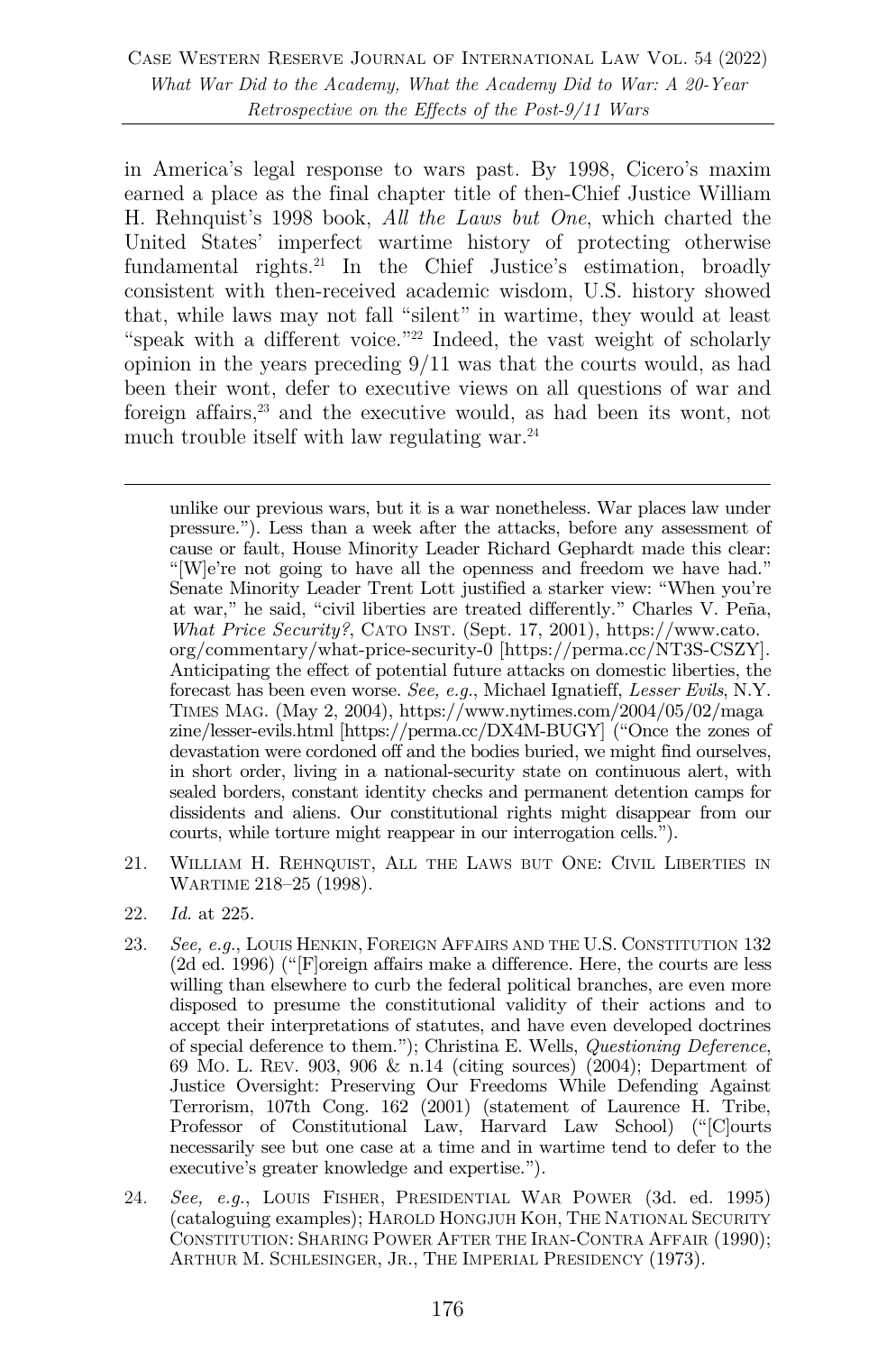in America's legal response to wars past. By 1998, Cicero's maxim earned a place as the final chapter title of then-Chief Justice William H. Rehnquist's 1998 book, *All the Laws but One*, which charted the United States' imperfect wartime history of protecting otherwise fundamental rights.[21] In the Chief Justice's estimation, broadly consistent with then-received academic wisdom, U.S. history showed that, while laws may not fall "silent" in wartime, they would at least "speak with a different voice."[22] Indeed, the vast weight of scholarly opinion in the years preceding 9/11 was that the courts would, as had been their wont, defer to executive views on all questions of war and foreign affairs,[23] and the executive would, as had been its wont, not much trouble itself with law regulating war.[24]

---

unlike our previous wars, but it is a war nonetheless. War places law under pressure."). Less than a week after the attacks, before any assessment of cause or fault, House Minority Leader Richard Gephardt made this clear: "[W]e're not going to have all the openness and freedom we have had." Senate Minority Leader Trent Lott justified a starker view: "When you're at war," he said, "civil liberties are treated differently." Charles V. Peña, *What Price Security?*, CATO INST. (Sept. 17, 2001), https://www.cato.org/commentary/what-price-security-0 [https://perma.cc/NT3S-CSZY]. Anticipating the effect of potential future attacks on domestic liberties, the forecast has been even worse. *See, e.g.*, Michael Ignatieff, *Lesser Evils*, N.Y. TIMES MAG. (May 2, 2004), https://www.nytimes.com/2004/05/02/magazine/lesser-evils.html [https://perma.cc/DX4M-BUGY] ("Once the zones of devastation were cordoned off and the bodies buried, we might find ourselves, in short order, living in a national-security state on continuous alert, with sealed borders, constant identity checks and permanent detention camps for dissidents and aliens. Our constitutional rights might disappear from our courts, while torture might reappear in our interrogation cells.").

21. WILLIAM H. REHNQUIST, ALL THE LAWS BUT ONE: CIVIL LIBERTIES IN WARTIME 218–25 (1998).

22. *Id.* at 225.

23. *See, e.g.*, LOUIS HENKIN, FOREIGN AFFAIRS AND THE U.S. CONSTITUTION 132 (2d ed. 1996) ("[F]oreign affairs make a difference. Here, the courts are less willing than elsewhere to curb the federal political branches, are even more disposed to presume the constitutional validity of their actions and to accept their interpretations of statutes, and have even developed doctrines of special deference to them."); Christina E. Wells, *Questioning Deference*, 69 MO. L. REV. 903, 906 & n.14 (citing sources) (2004); Department of Justice Oversight: Preserving Our Freedoms While Defending Against Terrorism, 107th Cong. 162 (2001) (statement of Laurence H. Tribe, Professor of Constitutional Law, Harvard Law School) ("[C]ourts necessarily see but one case at a time and in wartime tend to defer to the executive's greater knowledge and expertise.").

24. *See, e.g.*, LOUIS FISHER, PRESIDENTIAL WAR POWER (3d. ed. 1995) (cataloguing examples); HAROLD HONGJUH KOH, THE NATIONAL SECURITY CONSTITUTION: SHARING POWER AFTER THE IRAN-CONTRA AFFAIR (1990); ARTHUR M. SCHLESINGER, JR., THE IMPERIAL PRESIDENCY (1973).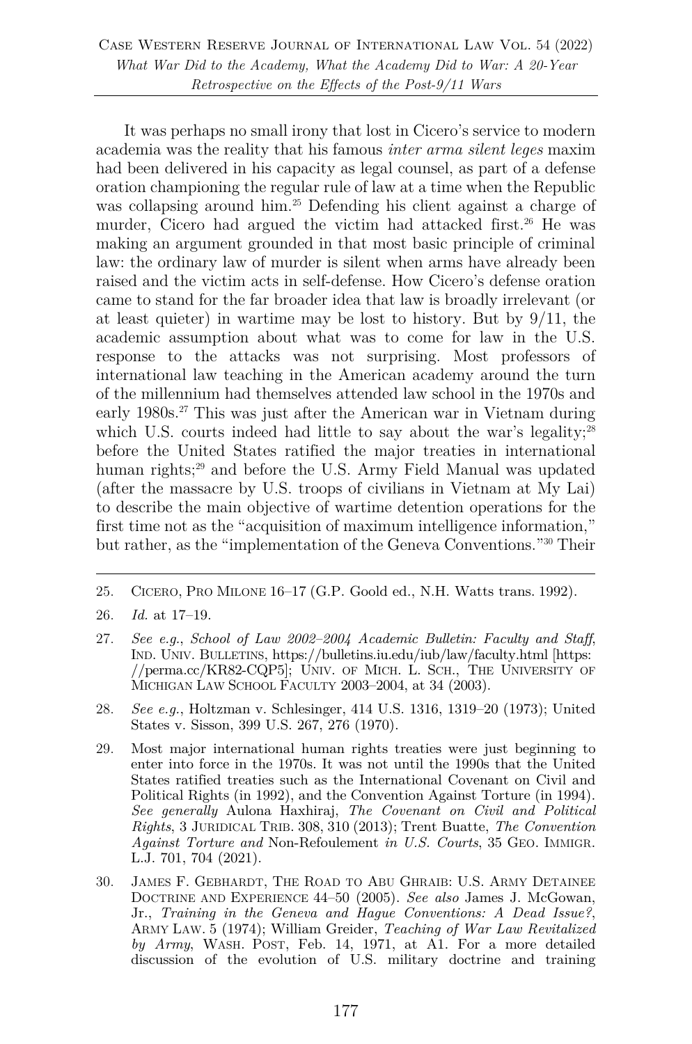It was perhaps no small irony that lost in Cicero's service to modern academia was the reality that his famous *inter arma silent leges* maxim had been delivered in his capacity as legal counsel, as part of a defense oration championing the regular rule of law at a time when the Republic was collapsing around him.[25] Defending his client against a charge of murder, Cicero had argued the victim had attacked first.[26] He was making an argument grounded in that most basic principle of criminal law: the ordinary law of murder is silent when arms have already been raised and the victim acts in self-defense. How Cicero's defense oration came to stand for the far broader idea that law is broadly irrelevant (or at least quieter) in wartime may be lost to history. But by 9/11, the academic assumption about what was to come for law in the U.S. response to the attacks was not surprising. Most professors of international law teaching in the American academy around the turn of the millennium had themselves attended law school in the 1970s and early 1980s.[27] This was just after the American war in Vietnam during which U.S. courts indeed had little to say about the war's legality;[28] before the United States ratified the major treaties in international human rights;[29] and before the U.S. Army Field Manual was updated (after the massacre by U.S. troops of civilians in Vietnam at My Lai) to describe the main objective of wartime detention operations for the first time not as the "acquisition of maximum intelligence information," but rather, as the "implementation of the Geneva Conventions."[30] Their

---

25. Cicero, Pro Milone 16–17 (G.P. Goold ed., N.H. Watts trans. 1992).

26. *Id.* at 17–19.

27. *See e.g.*, *School of Law 2002–2004 Academic Bulletin: Faculty and Staff*, Ind. Univ. Bulletins, https://bulletins.iu.edu/iub/law/faculty.html [https://perma.cc/KR82-CQP5]; Univ. of Mich. L. Sch., The University of Michigan Law School Faculty 2003–2004, at 34 (2003).

28. *See e.g.*, Holtzman v. Schlesinger, 414 U.S. 1316, 1319–20 (1973); United States v. Sisson, 399 U.S. 267, 276 (1970).

29. Most major international human rights treaties were just beginning to enter into force in the 1970s. It was not until the 1990s that the United States ratified treaties such as the International Covenant on Civil and Political Rights (in 1992), and the Convention Against Torture (in 1994). *See generally* Aulona Haxhiraj, *The Covenant on Civil and Political Rights*, 3 Juridical Trib. 308, 310 (2013); Trent Buatte, *The Convention Against Torture and* Non-Refoulement *in U.S. Courts*, 35 Geo. Immigr. L.J. 701, 704 (2021).

30. James F. Gebhardt, The Road to Abu Ghraib: U.S. Army Detainee Doctrine and Experience 44–50 (2005). *See also* James J. McGowan, Jr., *Training in the Geneva and Hague Conventions: A Dead Issue?*, Army Law. 5 (1974); William Greider, *Teaching of War Law Revitalized by Army*, Wash. Post, Feb. 14, 1971, at A1. For a more detailed discussion of the evolution of U.S. military doctrine and training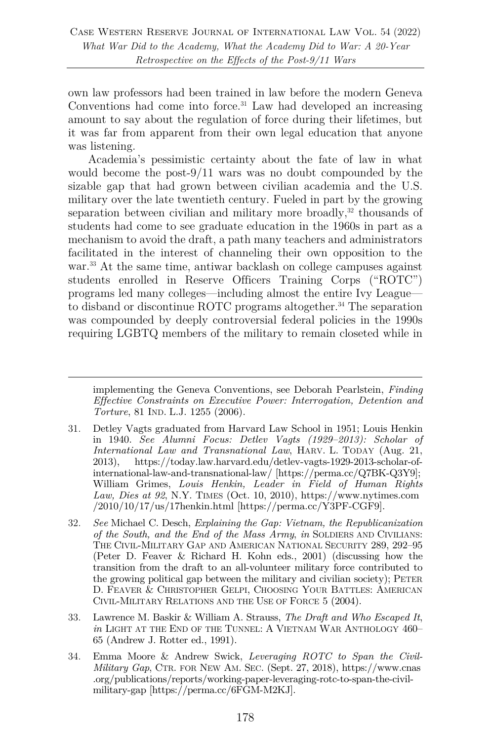own law professors had been trained in law before the modern Geneva Conventions had come into force.[31] Law had developed an increasing amount to say about the regulation of force during their lifetimes, but it was far from apparent from their own legal education that anyone was listening.

Academia's pessimistic certainty about the fate of law in what would become the post-9/11 wars was no doubt compounded by the sizable gap that had grown between civilian academia and the U.S. military over the late twentieth century. Fueled in part by the growing separation between civilian and military more broadly,[32] thousands of students had come to see graduate education in the 1960s in part as a mechanism to avoid the draft, a path many teachers and administrators facilitated in the interest of channeling their own opposition to the war.[33] At the same time, antiwar backlash on college campuses against students enrolled in Reserve Officers Training Corps ("ROTC") programs led many colleges—including almost the entire Ivy League—to disband or discontinue ROTC programs altogether.[34] The separation was compounded by deeply controversial federal policies in the 1990s requiring LGBTQ members of the military to remain closeted while in

---

implementing the Geneva Conventions, see Deborah Pearlstein, *Finding Effective Constraints on Executive Power: Interrogation, Detention and Torture*, 81 IND. L.J. 1255 (2006).

31. Detley Vagts graduated from Harvard Law School in 1951; Louis Henkin in 1940. *See Alumni Focus: Detlev Vagts (1929–2013): Scholar of International Law and Transnational Law*, HARV. L. TODAY (Aug. 21, 2013), https://today.law.harvard.edu/detlev-vagts-1929-2013-scholar-of-international-law-and-transnational-law/ [https://perma.cc/Q7BK-Q3Y9]; William Grimes, *Louis Henkin, Leader in Field of Human Rights Law, Dies at 92*, N.Y. TIMES (Oct. 10, 2010), https://www.nytimes.com/2010/10/17/us/17henkin.html [https://perma.cc/Y3PF-CGF9].

32. *See* Michael C. Desch, *Explaining the Gap: Vietnam, the Republicanization of the South, and the End of the Mass Army*, *in* SOLDIERS AND CIVILIANS: THE CIVIL-MILITARY GAP AND AMERICAN NATIONAL SECURITY 289, 292–95 (Peter D. Feaver & Richard H. Kohn eds., 2001) (discussing how the transition from the draft to an all-volunteer military force contributed to the growing political gap between the military and civilian society); PETER D. FEAVER & CHRISTOPHER GELPI, CHOOSING YOUR BATTLES: AMERICAN CIVIL-MILITARY RELATIONS AND THE USE OF FORCE 5 (2004).

33. Lawrence M. Baskir & William A. Strauss, *The Draft and Who Escaped It*, *in* LIGHT AT THE END OF THE TUNNEL: A VIETNAM WAR ANTHOLOGY 460–65 (Andrew J. Rotter ed., 1991).

34. Emma Moore & Andrew Swick, *Leveraging ROTC to Span the Civil-Military Gap*, CTR. FOR NEW AM. SEC. (Sept. 27, 2018), https://www.cnas.org/publications/reports/working-paper-leveraging-rotc-to-span-the-civil-military-gap [https://perma.cc/6FGM-M2KJ].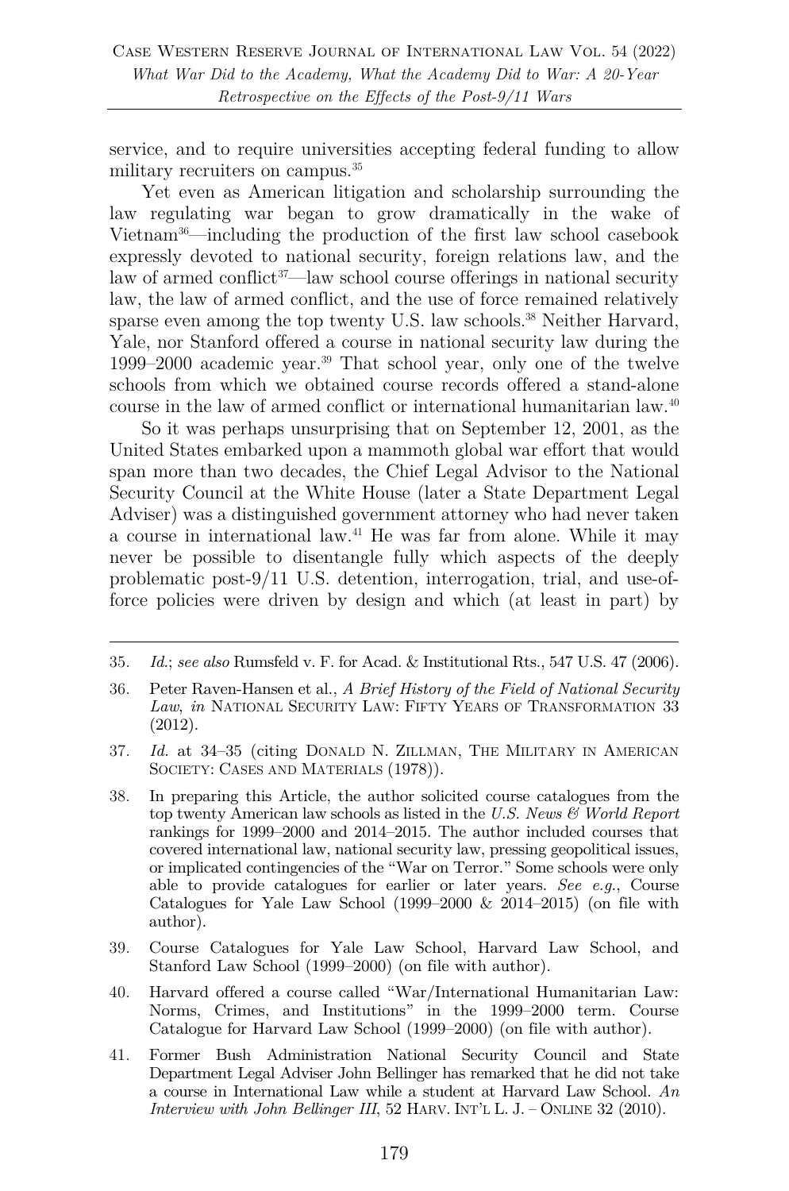service, and to require universities accepting federal funding to allow military recruiters on campus.[35]

Yet even as American litigation and scholarship surrounding the law regulating war began to grow dramatically in the wake of Vietnam[36]—including the production of the first law school casebook expressly devoted to national security, foreign relations law, and the law of armed conflict[37]—law school course offerings in national security law, the law of armed conflict, and the use of force remained relatively sparse even among the top twenty U.S. law schools.[38] Neither Harvard, Yale, nor Stanford offered a course in national security law during the 1999–2000 academic year.[39] That school year, only one of the twelve schools from which we obtained course records offered a stand-alone course in the law of armed conflict or international humanitarian law.[40]

So it was perhaps unsurprising that on September 12, 2001, as the United States embarked upon a mammoth global war effort that would span more than two decades, the Chief Legal Advisor to the National Security Council at the White House (later a State Department Legal Adviser) was a distinguished government attorney who had never taken a course in international law.[41] He was far from alone. While it may never be possible to disentangle fully which aspects of the deeply problematic post-9/11 U.S. detention, interrogation, trial, and use-of-force policies were driven by design and which (at least in part) by

---

35. *Id.*; *see also* Rumsfeld v. F. for Acad. & Institutional Rts., 547 U.S. 47 (2006).

36. Peter Raven-Hansen et al., *A Brief History of the Field of National Security Law*, *in* NATIONAL SECURITY LAW: FIFTY YEARS OF TRANSFORMATION 33 (2012).

37. *Id.* at 34–35 (citing DONALD N. ZILLMAN, THE MILITARY IN AMERICAN SOCIETY: CASES AND MATERIALS (1978)).

38. In preparing this Article, the author solicited course catalogues from the top twenty American law schools as listed in the *U.S. News & World Report* rankings for 1999–2000 and 2014–2015. The author included courses that covered international law, national security law, pressing geopolitical issues, or implicated contingencies of the "War on Terror." Some schools were only able to provide catalogues for earlier or later years. *See e.g.*, Course Catalogues for Yale Law School (1999–2000 & 2014–2015) (on file with author).

39. Course Catalogues for Yale Law School, Harvard Law School, and Stanford Law School (1999–2000) (on file with author).

40. Harvard offered a course called "War/International Humanitarian Law: Norms, Crimes, and Institutions" in the 1999–2000 term. Course Catalogue for Harvard Law School (1999–2000) (on file with author).

41. Former Bush Administration National Security Council and State Department Legal Adviser John Bellinger has remarked that he did not take a course in International Law while a student at Harvard Law School. *An Interview with John Bellinger III*, 52 HARV. INT'L L. J. – ONLINE 32 (2010).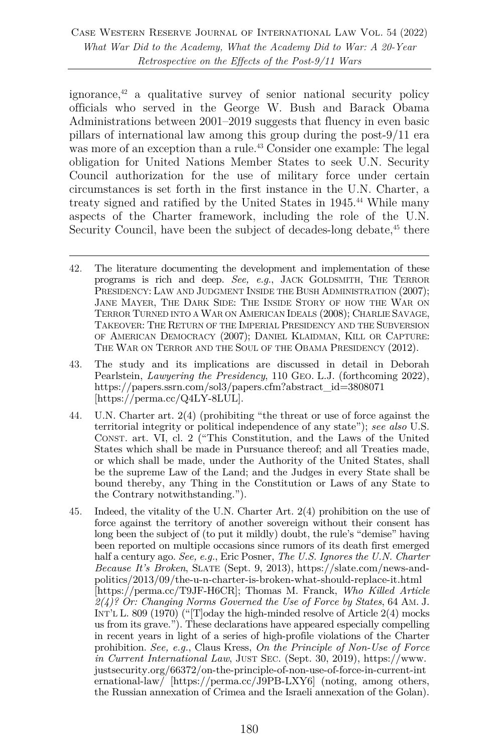ignorance,[42] a qualitative survey of senior national security policy officials who served in the George W. Bush and Barack Obama Administrations between 2001–2019 suggests that fluency in even basic pillars of international law among this group during the post-9/11 era was more of an exception than a rule.[43] Consider one example: The legal obligation for United Nations Member States to seek U.N. Security Council authorization for the use of military force under certain circumstances is set forth in the first instance in the U.N. Charter, a treaty signed and ratified by the United States in 1945.[44] While many aspects of the Charter framework, including the role of the U.N. Security Council, have been the subject of decades-long debate,[45] there

---

42. The literature documenting the development and implementation of these programs is rich and deep. *See, e.g.*, JACK GOLDSMITH, THE TERROR PRESIDENCY: LAW AND JUDGMENT INSIDE THE BUSH ADMINISTRATION (2007); JANE MAYER, THE DARK SIDE: THE INSIDE STORY OF HOW THE WAR ON TERROR TURNED INTO A WAR ON AMERICAN IDEALS (2008); CHARLIE SAVAGE, TAKEOVER: THE RETURN OF THE IMPERIAL PRESIDENCY AND THE SUBVERSION OF AMERICAN DEMOCRACY (2007); DANIEL KLAIDMAN, KILL OR CAPTURE: THE WAR ON TERROR AND THE SOUL OF THE OBAMA PRESIDENCY (2012).

43. The study and its implications are discussed in detail in Deborah Pearlstein, *Lawyering the Presidency*, 110 GEO. L.J. (forthcoming 2022), https://papers.ssrn.com/sol3/papers.cfm?abstract_id=3808071 [https://perma.cc/Q4LY-8LUL].

44. U.N. Charter art. 2(4) (prohibiting "the threat or use of force against the territorial integrity or political independence of any state"); *see also* U.S. CONST. art. VI, cl. 2 ("This Constitution, and the Laws of the United States which shall be made in Pursuance thereof; and all Treaties made, or which shall be made, under the Authority of the United States, shall be the supreme Law of the Land; and the Judges in every State shall be bound thereby, any Thing in the Constitution or Laws of any State to the Contrary notwithstanding.").

45. Indeed, the vitality of the U.N. Charter Art. 2(4) prohibition on the use of force against the territory of another sovereign without their consent has long been the subject of (to put it mildly) doubt, the rule's "demise" having been reported on multiple occasions since rumors of its death first emerged half a century ago. *See, e.g.*, Eric Posner, *The U.S. Ignores the U.N. Charter Because It's Broken*, SLATE (Sept. 9, 2013), https://slate.com/news-and-politics/2013/09/the-u-n-charter-is-broken-what-should-replace-it.html [https://perma.cc/T9JF-H6CR]; Thomas M. Franck, *Who Killed Article 2(4)? Or: Changing Norms Governed the Use of Force by States*, 64 AM. J. INT'L L. 809 (1970) ("[T]oday the high-minded resolve of Article 2(4) mocks us from its grave."). These declarations have appeared especially compelling in recent years in light of a series of high-profile violations of the Charter prohibition. *See, e.g.*, Claus Kress, *On the Principle of Non-Use of Force in Current International Law*, JUST SEC. (Sept. 30, 2019), https://www.justsecurity.org/66372/on-the-principle-of-non-use-of-force-in-current-international-law/ [https://perma.cc/J9PB-LXY6] (noting, among others, the Russian annexation of Crimea and the Israeli annexation of the Golan).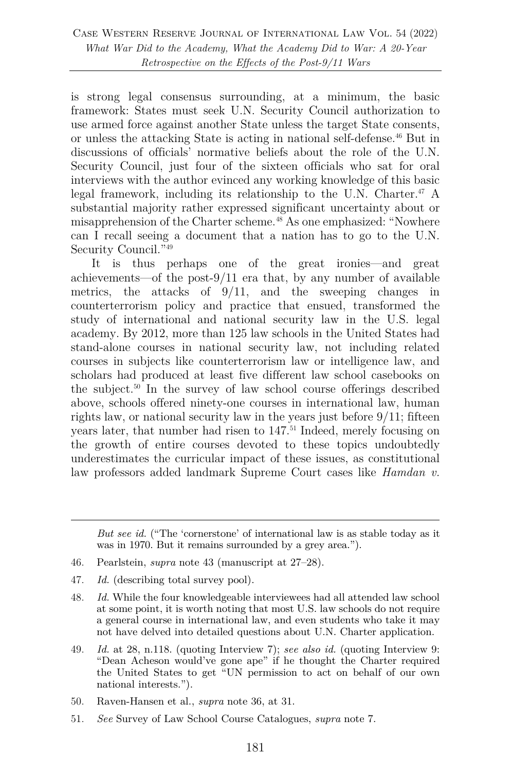is strong legal consensus surrounding, at a minimum, the basic framework: States must seek U.N. Security Council authorization to use armed force against another State unless the target State consents, or unless the attacking State is acting in national self-defense.[46] But in discussions of officials' normative beliefs about the role of the U.N. Security Council, just four of the sixteen officials who sat for oral interviews with the author evinced any working knowledge of this basic legal framework, including its relationship to the U.N. Charter.[47] A substantial majority rather expressed significant uncertainty about or misapprehension of the Charter scheme.[48] As one emphasized: "Nowhere can I recall seeing a document that a nation has to go to the U.N. Security Council."[49]

It is thus perhaps one of the great ironies—and great achievements—of the post-9/11 era that, by any number of available metrics, the attacks of 9/11, and the sweeping changes in counterterrorism policy and practice that ensued, transformed the study of international and national security law in the U.S. legal academy. By 2012, more than 125 law schools in the United States had stand-alone courses in national security law, not including related courses in subjects like counterterrorism law or intelligence law, and scholars had produced at least five different law school casebooks on the subject.[50] In the survey of law school course offerings described above, schools offered ninety-one courses in international law, human rights law, or national security law in the years just before 9/11; fifteen years later, that number had risen to 147.[51] Indeed, merely focusing on the growth of entire courses devoted to these topics undoubtedly underestimates the curricular impact of these issues, as constitutional law professors added landmark Supreme Court cases like *Hamdan v.*

---

*But see id.* ("The 'cornerstone' of international law is as stable today as it was in 1970. But it remains surrounded by a grey area.").

46. Pearlstein, *supra* note 43 (manuscript at 27–28).

47. *Id.* (describing total survey pool).

48. *Id.* While the four knowledgeable interviewees had all attended law school at some point, it is worth noting that most U.S. law schools do not require a general course in international law, and even students who take it may not have delved into detailed questions about U.N. Charter application.

49. *Id.* at 28, n.118. (quoting Interview 7); *see also id.* (quoting Interview 9: "Dean Acheson would've gone ape" if he thought the Charter required the United States to get "UN permission to act on behalf of our own national interests.").

50. Raven-Hansen et al., *supra* note 36, at 31.

51. *See* Survey of Law School Course Catalogues, *supra* note 7.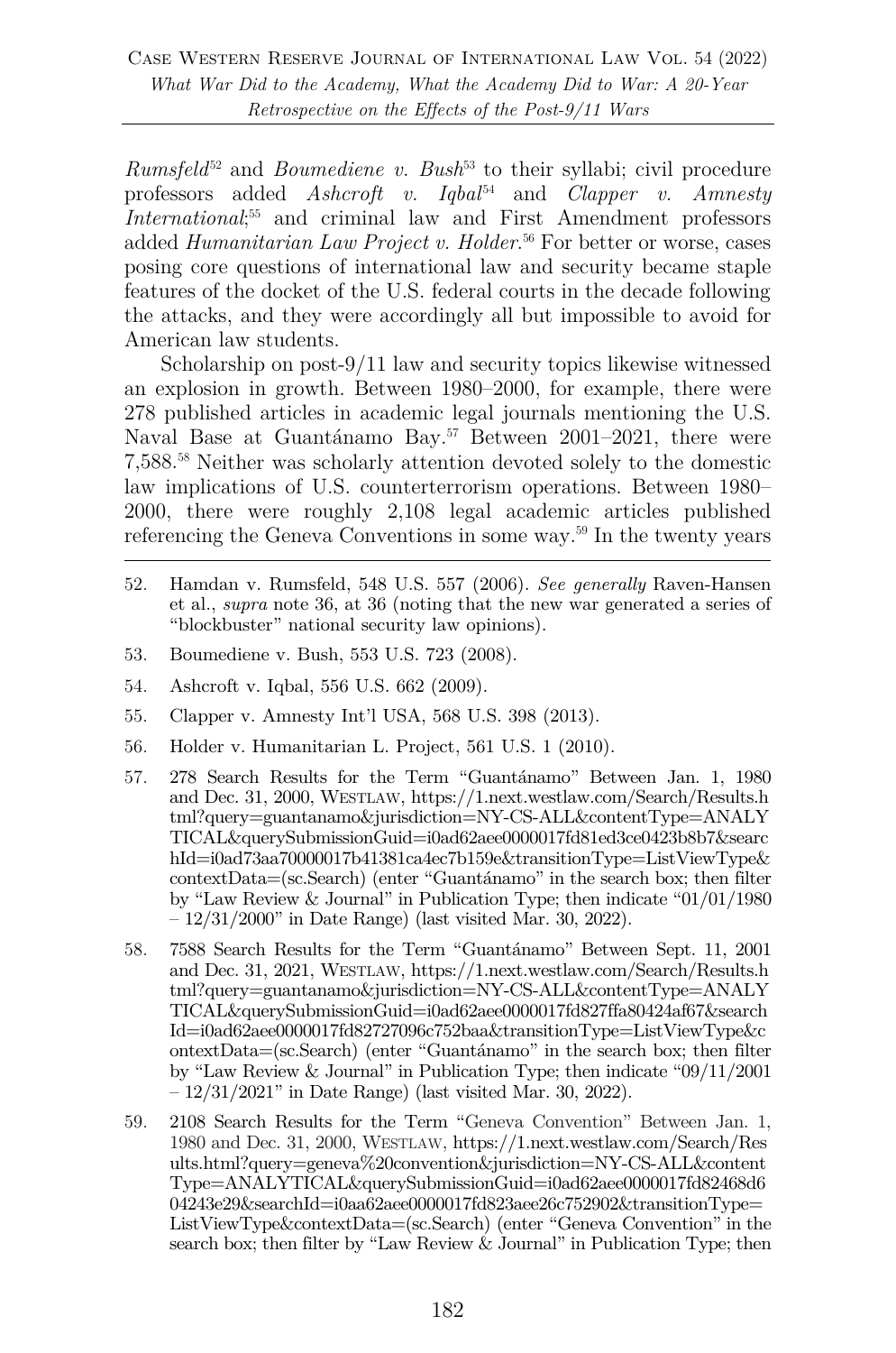*Rumsfeld*[52] and *Boumediene v. Bush*[53] to their syllabi; civil procedure professors added *Ashcroft v. Iqbal*[54] and *Clapper v. Amnesty International*;[55] and criminal law and First Amendment professors added *Humanitarian Law Project v. Holder*.[56] For better or worse, cases posing core questions of international law and security became staple features of the docket of the U.S. federal courts in the decade following the attacks, and they were accordingly all but impossible to avoid for American law students.

Scholarship on post-9/11 law and security topics likewise witnessed an explosion in growth. Between 1980–2000, for example, there were 278 published articles in academic legal journals mentioning the U.S. Naval Base at Guantánamo Bay.[57] Between 2001–2021, there were 7,588.[58] Neither was scholarly attention devoted solely to the domestic law implications of U.S. counterterrorism operations. Between 1980–2000, there were roughly 2,108 legal academic articles published referencing the Geneva Conventions in some way.[59] In the twenty years

---

52. Hamdan v. Rumsfeld, 548 U.S. 557 (2006). *See generally* Raven-Hansen et al., *supra* note 36, at 36 (noting that the new war generated a series of "blockbuster" national security law opinions).

53. Boumediene v. Bush, 553 U.S. 723 (2008).

54. Ashcroft v. Iqbal, 556 U.S. 662 (2009).

55. Clapper v. Amnesty Int'l USA, 568 U.S. 398 (2013).

56. Holder v. Humanitarian L. Project, 561 U.S. 1 (2010).

57. 278 Search Results for the Term "Guantánamo" Between Jan. 1, 1980 and Dec. 31, 2000, WESTLAW, https://1.next.westlaw.com/Search/Results.html?query=guantanamo&jurisdiction=NY-CS-ALL&contentType=ANALYTICAL&querySubmissionGuid=i0ad62aee0000017fd81ed3ce0423b8b7&searchId=i0ad73aa70000017b41381ca4ec7b159e&transitionType=ListViewType&contextData=(sc.Search) (enter "Guantánamo" in the search box; then filter by "Law Review & Journal" in Publication Type; then indicate "01/01/1980 – 12/31/2000" in Date Range) (last visited Mar. 30, 2022).

58. 7588 Search Results for the Term "Guantánamo" Between Sept. 11, 2001 and Dec. 31, 2021, WESTLAW, https://1.next.westlaw.com/Search/Results.html?query=guantanamo&jurisdiction=NY-CS-ALL&contentType=ANALYTICAL&querySubmissionGuid=i0ad62aee0000017fd827ffa80424af67&searchId=i0ad62aee0000017fd82727096c752baa&transitionType=ListViewType&contextData=(sc.Search) (enter "Guantánamo" in the search box; then filter by "Law Review & Journal" in Publication Type; then indicate "09/11/2001 – 12/31/2021" in Date Range) (last visited Mar. 30, 2022).

59. 2108 Search Results for the Term "Geneva Convention" Between Jan. 1, 1980 and Dec. 31, 2000, WESTLAW, https://1.next.westlaw.com/Search/Results.html?query=geneva%20convention&jurisdiction=NY-CS-ALL&contentType=ANALYTICAL&querySubmissionGuid=i0ad62aee0000017fd82468d604243e29&searchId=i0aa62aee0000017fd823aee26c752902&transitionType=ListViewType&contextData=(sc.Search) (enter "Geneva Convention" in the search box; then filter by "Law Review & Journal" in Publication Type; then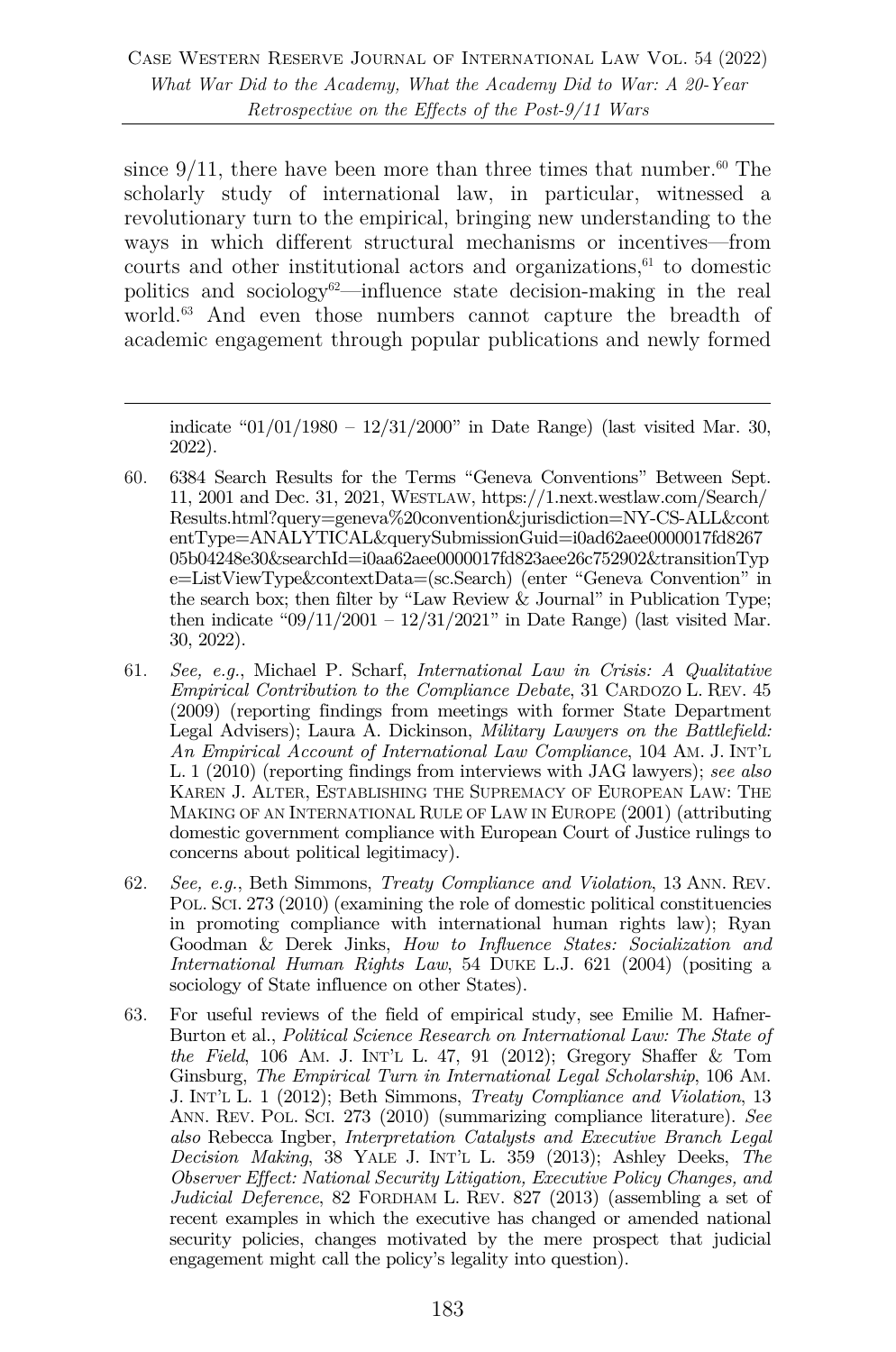since 9/11, there have been more than three times that number.[60] The scholarly study of international law, in particular, witnessed a revolutionary turn to the empirical, bringing new understanding to the ways in which different structural mechanisms or incentives—from courts and other institutional actors and organizations,[61] to domestic politics and sociology[62]—influence state decision-making in the real world.[63] And even those numbers cannot capture the breadth of academic engagement through popular publications and newly formed

---

indicate "01/01/1980 – 12/31/2000" in Date Range) (last visited Mar. 30, 2022).

60. 6384 Search Results for the Terms "Geneva Conventions" Between Sept. 11, 2001 and Dec. 31, 2021, WESTLAW, https://1.next.westlaw.com/Search/Results.html?query=geneva%20convention&jurisdiction=NY-CS-ALL&contentType=ANALYTICAL&querySubmissionGuid=i0ad62aee0000017fd826705b04248e30&searchId=i0aa62aee0000017fd823aee26c752902&transitionType=ListViewType&contextData=(sc.Search) (enter "Geneva Convention" in the search box; then filter by "Law Review & Journal" in Publication Type; then indicate "09/11/2001 – 12/31/2021" in Date Range) (last visited Mar. 30, 2022).

61. *See, e.g.*, Michael P. Scharf, *International Law in Crisis: A Qualitative Empirical Contribution to the Compliance Debate*, 31 CARDOZO L. REV. 45 (2009) (reporting findings from meetings with former State Department Legal Advisers); Laura A. Dickinson, *Military Lawyers on the Battlefield: An Empirical Account of International Law Compliance*, 104 AM. J. INT'L L. 1 (2010) (reporting findings from interviews with JAG lawyers); *see also* KAREN J. ALTER, ESTABLISHING THE SUPREMACY OF EUROPEAN LAW: THE MAKING OF AN INTERNATIONAL RULE OF LAW IN EUROPE (2001) (attributing domestic government compliance with European Court of Justice rulings to concerns about political legitimacy).

62. *See, e.g.*, Beth Simmons, *Treaty Compliance and Violation*, 13 ANN. REV. POL. SCI. 273 (2010) (examining the role of domestic political constituencies in promoting compliance with international human rights law); Ryan Goodman & Derek Jinks, *How to Influence States: Socialization and International Human Rights Law*, 54 DUKE L.J. 621 (2004) (positing a sociology of State influence on other States).

63. For useful reviews of the field of empirical study, see Emilie M. Hafner-Burton et al., *Political Science Research on International Law: The State of the Field*, 106 AM. J. INT'L L. 47, 91 (2012); Gregory Shaffer & Tom Ginsburg, *The Empirical Turn in International Legal Scholarship*, 106 AM. J. INT'L L. 1 (2012); Beth Simmons, *Treaty Compliance and Violation*, 13 ANN. REV. POL. SCI. 273 (2010) (summarizing compliance literature). *See also* Rebecca Ingber, *Interpretation Catalysts and Executive Branch Legal Decision Making*, 38 YALE J. INT'L L. 359 (2013); Ashley Deeks, *The Observer Effect: National Security Litigation, Executive Policy Changes, and Judicial Deference*, 82 FORDHAM L. REV. 827 (2013) (assembling a set of recent examples in which the executive has changed or amended national security policies, changes motivated by the mere prospect that judicial engagement might call the policy's legality into question).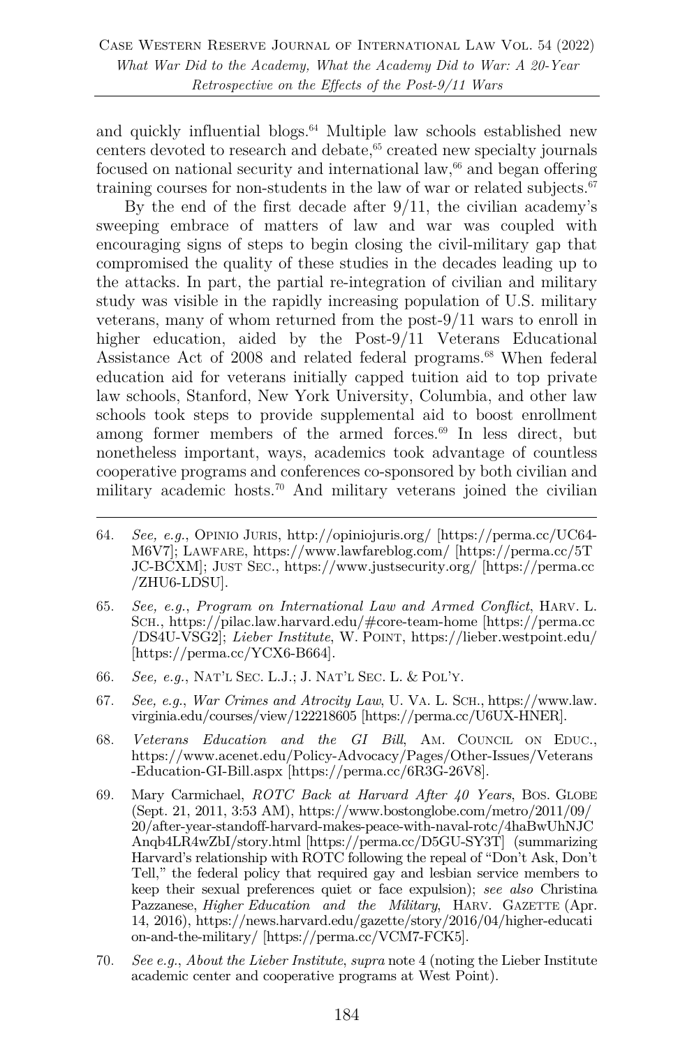and quickly influential blogs.[64] Multiple law schools established new centers devoted to research and debate,[65] created new specialty journals focused on national security and international law,[66] and began offering training courses for non-students in the law of war or related subjects.[67]

By the end of the first decade after 9/11, the civilian academy's sweeping embrace of matters of law and war was coupled with encouraging signs of steps to begin closing the civil-military gap that compromised the quality of these studies in the decades leading up to the attacks. In part, the partial re-integration of civilian and military study was visible in the rapidly increasing population of U.S. military veterans, many of whom returned from the post-9/11 wars to enroll in higher education, aided by the Post-9/11 Veterans Educational Assistance Act of 2008 and related federal programs.[68] When federal education aid for veterans initially capped tuition aid to top private law schools, Stanford, New York University, Columbia, and other law schools took steps to provide supplemental aid to boost enrollment among former members of the armed forces.[69] In less direct, but nonetheless important, ways, academics took advantage of countless cooperative programs and conferences co-sponsored by both civilian and military academic hosts.[70] And military veterans joined the civilian

---

64. *See, e.g.*, OPINIO JURIS, http://opiniojuris.org/ [https://perma.cc/UC64-M6V7]; LAWFARE, https://www.lawfareblog.com/ [https://perma.cc/5TJC-BCXM]; JUST SEC., https://www.justsecurity.org/ [https://perma.cc/ZHU6-LDSU].

65. *See, e.g.*, *Program on International Law and Armed Conflict*, HARV. L. SCH., https://pilac.law.harvard.edu/#core-team-home [https://perma.cc/DS4U-VSG2]; *Lieber Institute*, W. POINT, https://lieber.westpoint.edu/ [https://perma.cc/YCX6-B664].

66. *See, e.g.*, NAT'L SEC. L.J.; J. NAT'L SEC. L. & POL'Y.

67. *See, e.g.*, *War Crimes and Atrocity Law*, U. VA. L. SCH., https://www.law.virginia.edu/courses/view/122218605 [https://perma.cc/U6UX-HNER].

68. *Veterans Education and the GI Bill*, AM. COUNCIL ON EDUC., https://www.acenet.edu/Policy-Advocacy/Pages/Other-Issues/Veterans-Education-GI-Bill.aspx [https://perma.cc/6R3G-26V8].

69. Mary Carmichael, *ROTC Back at Harvard After 40 Years*, BOS. GLOBE (Sept. 21, 2011, 3:53 AM), https://www.bostonglobe.com/metro/2011/09/20/after-year-standoff-harvard-makes-peace-with-naval-rotc/4haBwUhNJCAnqb4LR4wZbI/story.html [https://perma.cc/D5GU-SY3T] (summarizing Harvard's relationship with ROTC following the repeal of "Don't Ask, Don't Tell," the federal policy that required gay and lesbian service members to keep their sexual preferences quiet or face expulsion); *see also* Christina Pazzanese, *Higher Education and the Military*, HARV. GAZETTE (Apr. 14, 2016), https://news.harvard.edu/gazette/story/2016/04/higher-education-and-the-military/ [https://perma.cc/VCM7-FCK5].

70. *See e.g.*, *About the Lieber Institute*, *supra* note 4 (noting the Lieber Institute academic center and cooperative programs at West Point).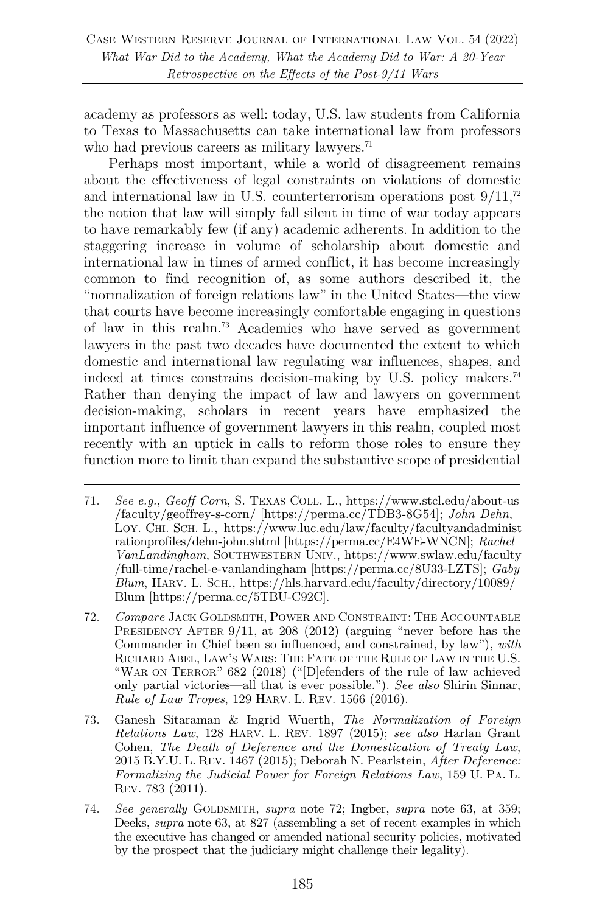academy as professors as well: today, U.S. law students from California to Texas to Massachusetts can take international law from professors who had previous careers as military lawyers.[71]

Perhaps most important, while a world of disagreement remains about the effectiveness of legal constraints on violations of domestic and international law in U.S. counterterrorism operations post 9/11,[72] the notion that law will simply fall silent in time of war today appears to have remarkably few (if any) academic adherents. In addition to the staggering increase in volume of scholarship about domestic and international law in times of armed conflict, it has become increasingly common to find recognition of, as some authors described it, the "normalization of foreign relations law" in the United States—the view that courts have become increasingly comfortable engaging in questions of law in this realm.[73] Academics who have served as government lawyers in the past two decades have documented the extent to which domestic and international law regulating war influences, shapes, and indeed at times constrains decision-making by U.S. policy makers.[74] Rather than denying the impact of law and lawyers on government decision-making, scholars in recent years have emphasized the important influence of government lawyers in this realm, coupled most recently with an uptick in calls to reform those roles to ensure they function more to limit than expand the substantive scope of presidential

---

71. *See e.g.*, *Geoff Corn*, S. TEXAS COLL. L., https://www.stcl.edu/about-us/faculty/geoffrey-s-corn/ [https://perma.cc/TDB3-8G54]; *John Dehn*, LOY. CHI. SCH. L., https://www.luc.edu/law/faculty/facultyandadministrationprofiles/dehn-john.shtml [https://perma.cc/E4WE-WNCN]; *Rachel VanLandingham*, SOUTHWESTERN UNIV., https://www.swlaw.edu/faculty/full-time/rachel-e-vanlandingham [https://perma.cc/8U33-LZTS]; *Gaby Blum*, HARV. L. SCH., https://hls.harvard.edu/faculty/directory/10089/Blum [https://perma.cc/5TBU-C92C].

72. *Compare* JACK GOLDSMITH, POWER AND CONSTRAINT: THE ACCOUNTABLE PRESIDENCY AFTER 9/11, at 208 (2012) (arguing "never before has the Commander in Chief been so influenced, and constrained, by law"), *with* RICHARD ABEL, LAW'S WARS: THE FATE OF THE RULE OF LAW IN THE U.S. "WAR ON TERROR" 682 (2018) ("[D]efenders of the rule of law achieved only partial victories—all that is ever possible."). *See also* Shirin Sinnar, *Rule of Law Tropes*, 129 HARV. L. REV. 1566 (2016).

73. Ganesh Sitaraman & Ingrid Wuerth, *The Normalization of Foreign Relations Law*, 128 HARV. L. REV. 1897 (2015); *see also* Harlan Grant Cohen, *The Death of Deference and the Domestication of Treaty Law*, 2015 B.Y.U. L. REV. 1467 (2015); Deborah N. Pearlstein, *After Deference: Formalizing the Judicial Power for Foreign Relations Law*, 159 U. PA. L. REV. 783 (2011).

74. *See generally* GOLDSMITH, *supra* note 72; Ingber, *supra* note 63, at 359; Deeks, *supra* note 63, at 827 (assembling a set of recent examples in which the executive has changed or amended national security policies, motivated by the prospect that the judiciary might challenge their legality).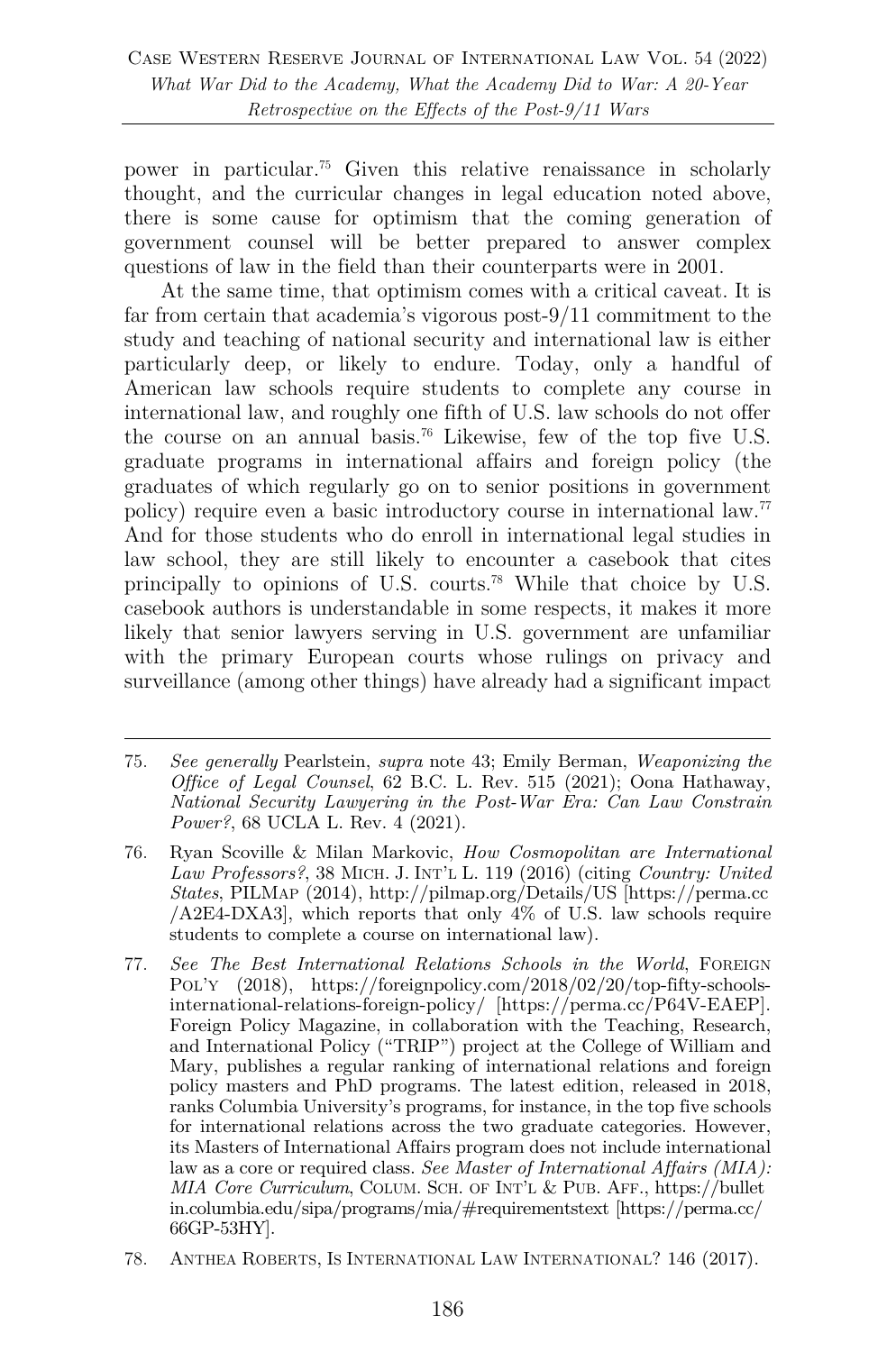power in particular.[75] Given this relative renaissance in scholarly thought, and the curricular changes in legal education noted above, there is some cause for optimism that the coming generation of government counsel will be better prepared to answer complex questions of law in the field than their counterparts were in 2001.

At the same time, that optimism comes with a critical caveat. It is far from certain that academia's vigorous post-9/11 commitment to the study and teaching of national security and international law is either particularly deep, or likely to endure. Today, only a handful of American law schools require students to complete any course in international law, and roughly one fifth of U.S. law schools do not offer the course on an annual basis.[76] Likewise, few of the top five U.S. graduate programs in international affairs and foreign policy (the graduates of which regularly go on to senior positions in government policy) require even a basic introductory course in international law.[77] And for those students who do enroll in international legal studies in law school, they are still likely to encounter a casebook that cites principally to opinions of U.S. courts.[78] While that choice by U.S. casebook authors is understandable in some respects, it makes it more likely that senior lawyers serving in U.S. government are unfamiliar with the primary European courts whose rulings on privacy and surveillance (among other things) have already had a significant impact

---

75. *See generally* Pearlstein, *supra* note 43; Emily Berman, *Weaponizing the Office of Legal Counsel*, 62 B.C. L. Rev. 515 (2021); Oona Hathaway, *National Security Lawyering in the Post-War Era: Can Law Constrain Power?*, 68 UCLA L. Rev. 4 (2021).

76. Ryan Scoville & Milan Markovic, *How Cosmopolitan are International Law Professors?*, 38 MICH. J. INT'L L. 119 (2016) (citing *Country: United States*, PILMAP (2014), http://pilmap.org/Details/US [https://perma.cc/A2E4-DXA3], which reports that only 4% of U.S. law schools require students to complete a course on international law).

77. *See The Best International Relations Schools in the World*, FOREIGN POL'Y (2018), https://foreignpolicy.com/2018/02/20/top-fifty-schools-international-relations-foreign-policy/ [https://perma.cc/P64V-EAEP]. Foreign Policy Magazine, in collaboration with the Teaching, Research, and International Policy ("TRIP") project at the College of William and Mary, publishes a regular ranking of international relations and foreign policy masters and PhD programs. The latest edition, released in 2018, ranks Columbia University's programs, for instance, in the top five schools for international relations across the two graduate categories. However, its Masters of International Affairs program does not include international law as a core or required class. *See Master of International Affairs (MIA): MIA Core Curriculum*, COLUM. SCH. OF INT'L & PUB. AFF., https://bulletin.columbia.edu/sipa/programs/mia/#requirementstext [https://perma.cc/66GP-53HY].

78. ANTHEA ROBERTS, IS INTERNATIONAL LAW INTERNATIONAL? 146 (2017).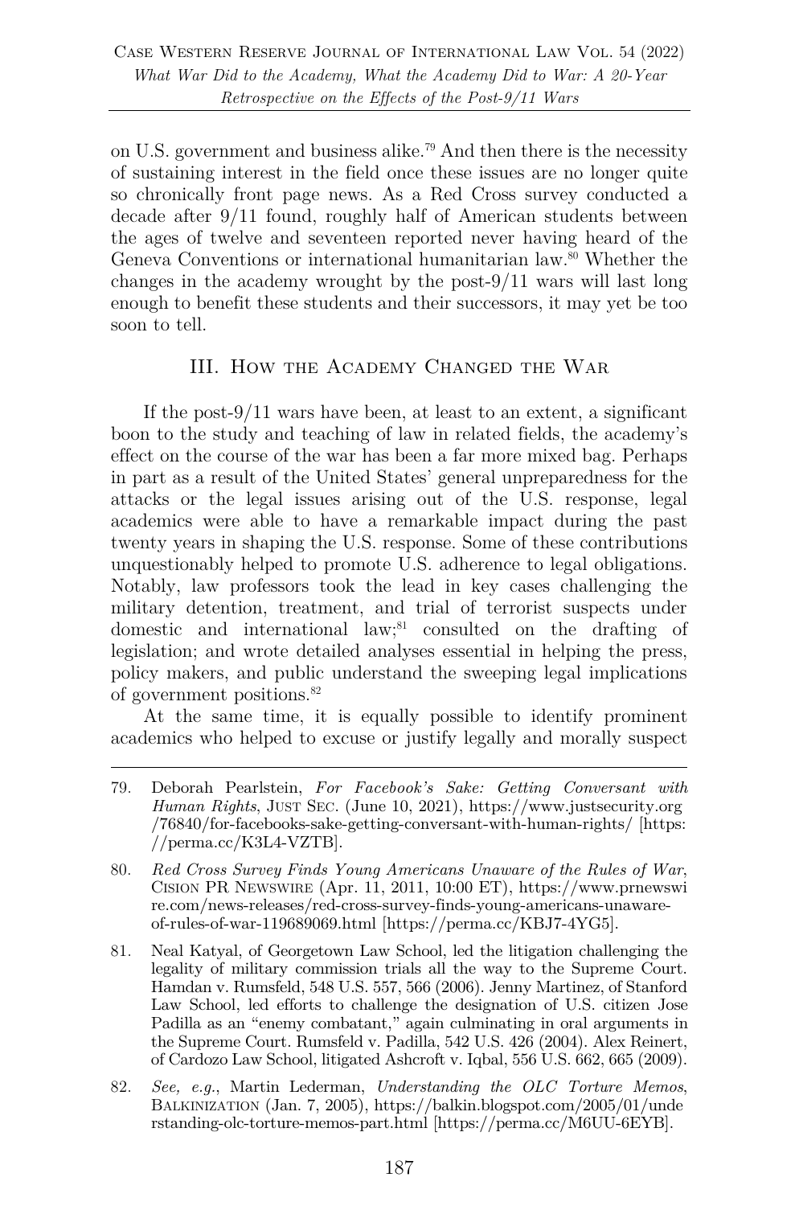on U.S. government and business alike.[79] And then there is the necessity of sustaining interest in the field once these issues are no longer quite so chronically front page news. As a Red Cross survey conducted a decade after 9/11 found, roughly half of American students between the ages of twelve and seventeen reported never having heard of the Geneva Conventions or international humanitarian law.[80] Whether the changes in the academy wrought by the post-9/11 wars will last long enough to benefit these students and their successors, it may yet be too soon to tell.

## III. How the Academy Changed the War

If the post-9/11 wars have been, at least to an extent, a significant boon to the study and teaching of law in related fields, the academy's effect on the course of the war has been a far more mixed bag. Perhaps in part as a result of the United States' general unpreparedness for the attacks or the legal issues arising out of the U.S. response, legal academics were able to have a remarkable impact during the past twenty years in shaping the U.S. response. Some of these contributions unquestionably helped to promote U.S. adherence to legal obligations. Notably, law professors took the lead in key cases challenging the military detention, treatment, and trial of terrorist suspects under domestic and international law;[81] consulted on the drafting of legislation; and wrote detailed analyses essential in helping the press, policy makers, and public understand the sweeping legal implications of government positions.[82]

At the same time, it is equally possible to identify prominent academics who helped to excuse or justify legally and morally suspect

---

79. Deborah Pearlstein, *For Facebook's Sake: Getting Conversant with Human Rights*, Just Sec. (June 10, 2021), https://www.justsecurity.org/76840/for-facebooks-sake-getting-conversant-with-human-rights/ [https://perma.cc/K3L4-VZTB].

80. *Red Cross Survey Finds Young Americans Unaware of the Rules of War*, Cision PR Newswire (Apr. 11, 2011, 10:00 ET), https://www.prnewswire.com/news-releases/red-cross-survey-finds-young-americans-unaware-of-rules-of-war-119689069.html [https://perma.cc/KBJ7-4YG5].

81. Neal Katyal, of Georgetown Law School, led the litigation challenging the legality of military commission trials all the way to the Supreme Court. Hamdan v. Rumsfeld, 548 U.S. 557, 566 (2006). Jenny Martinez, of Stanford Law School, led efforts to challenge the designation of U.S. citizen Jose Padilla as an "enemy combatant," again culminating in oral arguments in the Supreme Court. Rumsfeld v. Padilla, 542 U.S. 426 (2004). Alex Reinert, of Cardozo Law School, litigated Ashcroft v. Iqbal, 556 U.S. 662, 665 (2009).

82. *See, e.g.*, Martin Lederman, *Understanding the OLC Torture Memos*, Balkinization (Jan. 7, 2005), https://balkin.blogspot.com/2005/01/understanding-olc-torture-memos-part.html [https://perma.cc/M6UU-6EYB].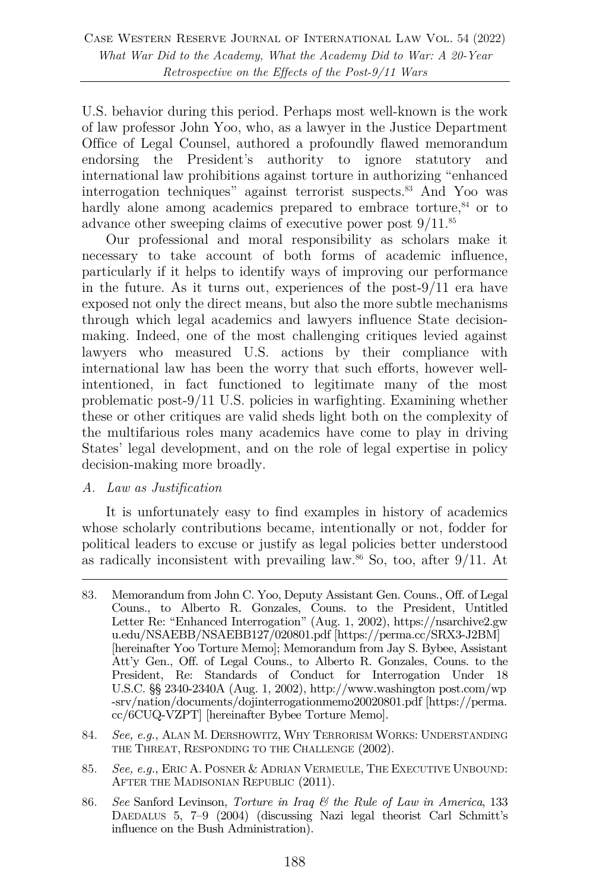U.S. behavior during this period. Perhaps most well-known is the work of law professor John Yoo, who, as a lawyer in the Justice Department Office of Legal Counsel, authored a profoundly flawed memorandum endorsing the President's authority to ignore statutory and international law prohibitions against torture in authorizing "enhanced interrogation techniques" against terrorist suspects.[83] And Yoo was hardly alone among academics prepared to embrace torture,[84] or to advance other sweeping claims of executive power post 9/11.[85]

Our professional and moral responsibility as scholars make it necessary to take account of both forms of academic influence, particularly if it helps to identify ways of improving our performance in the future. As it turns out, experiences of the post-9/11 era have exposed not only the direct means, but also the more subtle mechanisms through which legal academics and lawyers influence State decision-making. Indeed, one of the most challenging critiques levied against lawyers who measured U.S. actions by their compliance with international law has been the worry that such efforts, however well-intentioned, in fact functioned to legitimate many of the most problematic post-9/11 U.S. policies in warfighting. Examining whether these or other critiques are valid sheds light both on the complexity of the multifarious roles many academics have come to play in driving States' legal development, and on the role of legal expertise in policy decision-making more broadly.

### *A. Law as Justification*

It is unfortunately easy to find examples in history of academics whose scholarly contributions became, intentionally or not, fodder for political leaders to excuse or justify as legal policies better understood as radically inconsistent with prevailing law.[86] So, too, after 9/11. At

---

83. Memorandum from John C. Yoo, Deputy Assistant Gen. Couns., Off. of Legal Couns., to Alberto R. Gonzales, Couns. to the President, Untitled Letter Re: "Enhanced Interrogation" (Aug. 1, 2002), https://nsarchive2.gwu.edu/NSAEBB/NSAEBB127/020801.pdf [https://perma.cc/SRX3-J2BM] [hereinafter Yoo Torture Memo]; Memorandum from Jay S. Bybee, Assistant Att'y Gen., Off. of Legal Couns., to Alberto R. Gonzales, Couns. to the President, Re: Standards of Conduct for Interrogation Under 18 U.S.C. §§ 2340-2340A (Aug. 1, 2002), http://www.washington post.com/wp-srv/nation/documents/dojinterrogationmemo20020801.pdf [https://perma.cc/6CUQ-VZPT] [hereinafter Bybee Torture Memo].

84. *See, e.g.*, Alan M. Dershowitz, Why Terrorism Works: Understanding the Threat, Responding to the Challenge (2002).

85. *See, e.g.*, Eric A. Posner & Adrian Vermeule, The Executive Unbound: After the Madisonian Republic (2011).

86. *See* Sanford Levinson, *Torture in Iraq & the Rule of Law in America*, 133 Daedalus 5, 7–9 (2004) (discussing Nazi legal theorist Carl Schmitt's influence on the Bush Administration).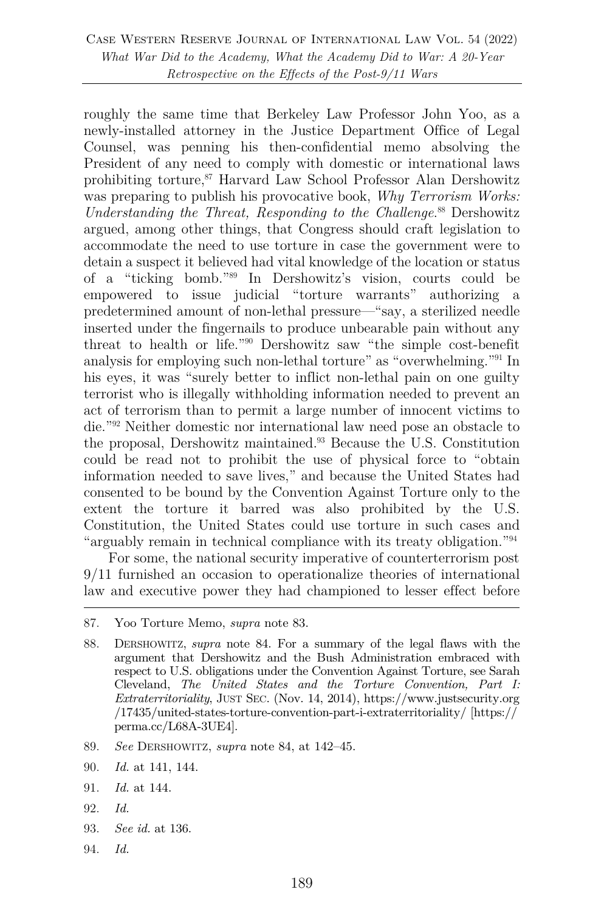roughly the same time that Berkeley Law Professor John Yoo, as a newly-installed attorney in the Justice Department Office of Legal Counsel, was penning his then-confidential memo absolving the President of any need to comply with domestic or international laws prohibiting torture,[87] Harvard Law School Professor Alan Dershowitz was preparing to publish his provocative book, *Why Terrorism Works: Understanding the Threat, Responding to the Challenge*.[88] Dershowitz argued, among other things, that Congress should craft legislation to accommodate the need to use torture in case the government were to detain a suspect it believed had vital knowledge of the location or status of a "ticking bomb."[89] In Dershowitz's vision, courts could be empowered to issue judicial "torture warrants" authorizing a predetermined amount of non-lethal pressure—"say, a sterilized needle inserted under the fingernails to produce unbearable pain without any threat to health or life."[90] Dershowitz saw "the simple cost-benefit analysis for employing such non-lethal torture" as "overwhelming."[91] In his eyes, it was "surely better to inflict non-lethal pain on one guilty terrorist who is illegally withholding information needed to prevent an act of terrorism than to permit a large number of innocent victims to die."[92] Neither domestic nor international law need pose an obstacle to the proposal, Dershowitz maintained.[93] Because the U.S. Constitution could be read not to prohibit the use of physical force to "obtain information needed to save lives," and because the United States had consented to be bound by the Convention Against Torture only to the extent the torture it barred was also prohibited by the U.S. Constitution, the United States could use torture in such cases and "arguably remain in technical compliance with its treaty obligation."[94]

For some, the national security imperative of counterterrorism post 9/11 furnished an occasion to operationalize theories of international law and executive power they had championed to lesser effect before

---

87. Yoo Torture Memo, *supra* note 83.

88. DERSHOWITZ, *supra* note 84. For a summary of the legal flaws with the argument that Dershowitz and the Bush Administration embraced with respect to U.S. obligations under the Convention Against Torture, see Sarah Cleveland, *The United States and the Torture Convention, Part I: Extraterritoriality*, JUST SEC. (Nov. 14, 2014), https://www.justsecurity.org/17435/united-states-torture-convention-part-i-extraterritoriality/ [https://perma.cc/L68A-3UE4].

89. *See* DERSHOWITZ, *supra* note 84, at 142–45.

90. *Id.* at 141, 144.

91. *Id.* at 144.

92. *Id.*

93. *See id.* at 136.

94. *Id.*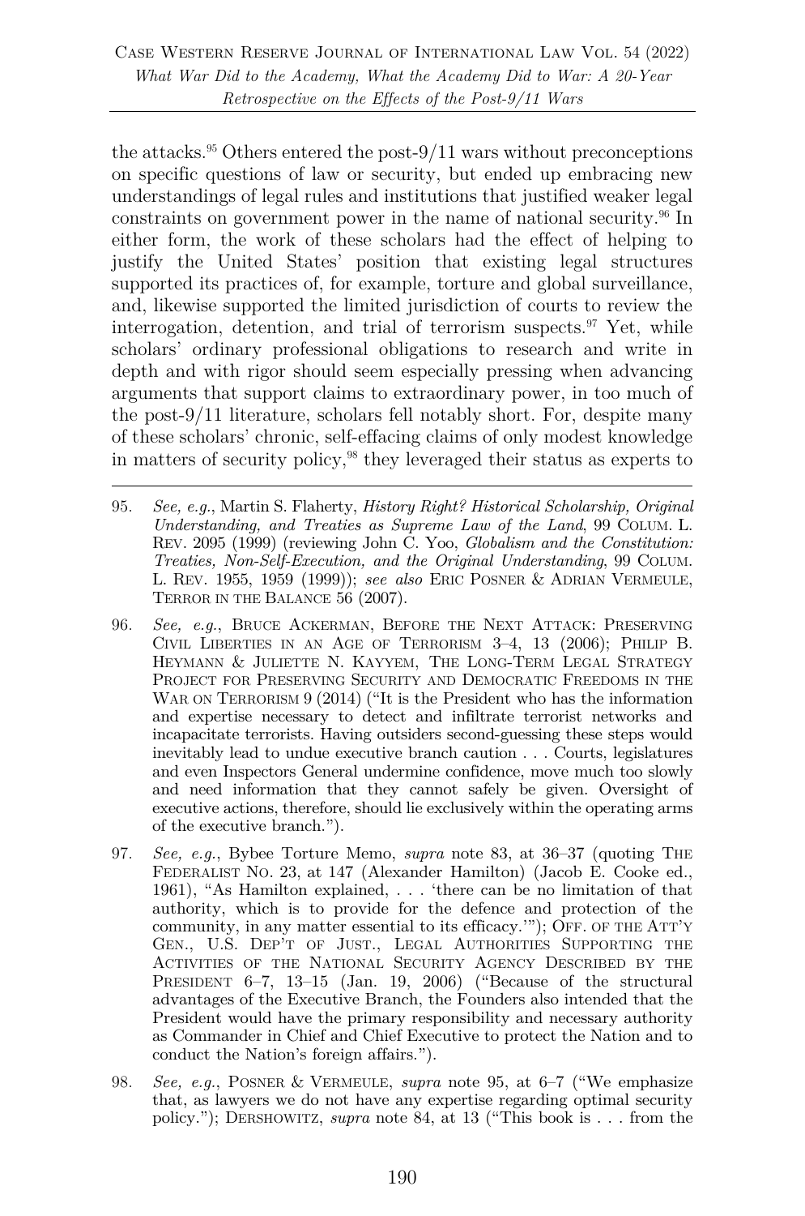the attacks.[95] Others entered the post-9/11 wars without preconceptions on specific questions of law or security, but ended up embracing new understandings of legal rules and institutions that justified weaker legal constraints on government power in the name of national security.[96] In either form, the work of these scholars had the effect of helping to justify the United States' position that existing legal structures supported its practices of, for example, torture and global surveillance, and, likewise supported the limited jurisdiction of courts to review the interrogation, detention, and trial of terrorism suspects.[97] Yet, while scholars' ordinary professional obligations to research and write in depth and with rigor should seem especially pressing when advancing arguments that support claims to extraordinary power, in too much of the post-9/11 literature, scholars fell notably short. For, despite many of these scholars' chronic, self-effacing claims of only modest knowledge in matters of security policy,[98] they leveraged their status as experts to

---

95. *See, e.g.*, Martin S. Flaherty, *History Right? Historical Scholarship, Original Understanding, and Treaties as Supreme Law of the Land*, 99 COLUM. L. REV. 2095 (1999) (reviewing John C. Yoo, *Globalism and the Constitution: Treaties, Non-Self-Execution, and the Original Understanding*, 99 COLUM. L. REV. 1955, 1959 (1999)); *see also* ERIC POSNER & ADRIAN VERMEULE, TERROR IN THE BALANCE 56 (2007).

96. *See, e.g.*, BRUCE ACKERMAN, BEFORE THE NEXT ATTACK: PRESERVING CIVIL LIBERTIES IN AN AGE OF TERRORISM 3–4, 13 (2006); PHILIP B. HEYMANN & JULIETTE N. KAYYEM, THE LONG-TERM LEGAL STRATEGY PROJECT FOR PRESERVING SECURITY AND DEMOCRATIC FREEDOMS IN THE WAR ON TERRORISM 9 (2014) ("It is the President who has the information and expertise necessary to detect and infiltrate terrorist networks and incapacitate terrorists. Having outsiders second-guessing these steps would inevitably lead to undue executive branch caution . . . Courts, legislatures and even Inspectors General undermine confidence, move much too slowly and need information that they cannot safely be given. Oversight of executive actions, therefore, should lie exclusively within the operating arms of the executive branch.").

97. *See, e.g.*, Bybee Torture Memo, *supra* note 83, at 36–37 (quoting THE FEDERALIST NO. 23, at 147 (Alexander Hamilton) (Jacob E. Cooke ed., 1961), "As Hamilton explained, . . . 'there can be no limitation of that authority, which is to provide for the defence and protection of the community, in any matter essential to its efficacy.'"); OFF. OF THE ATT'Y GEN., U.S. DEP'T OF JUST., LEGAL AUTHORITIES SUPPORTING THE ACTIVITIES OF THE NATIONAL SECURITY AGENCY DESCRIBED BY THE PRESIDENT 6–7, 13–15 (Jan. 19, 2006) ("Because of the structural advantages of the Executive Branch, the Founders also intended that the President would have the primary responsibility and necessary authority as Commander in Chief and Chief Executive to protect the Nation and to conduct the Nation's foreign affairs.").

98. *See, e.g.*, POSNER & VERMEULE, *supra* note 95, at 6–7 ("We emphasize that, as lawyers we do not have any expertise regarding optimal security policy."); DERSHOWITZ, *supra* note 84, at 13 ("This book is . . . from the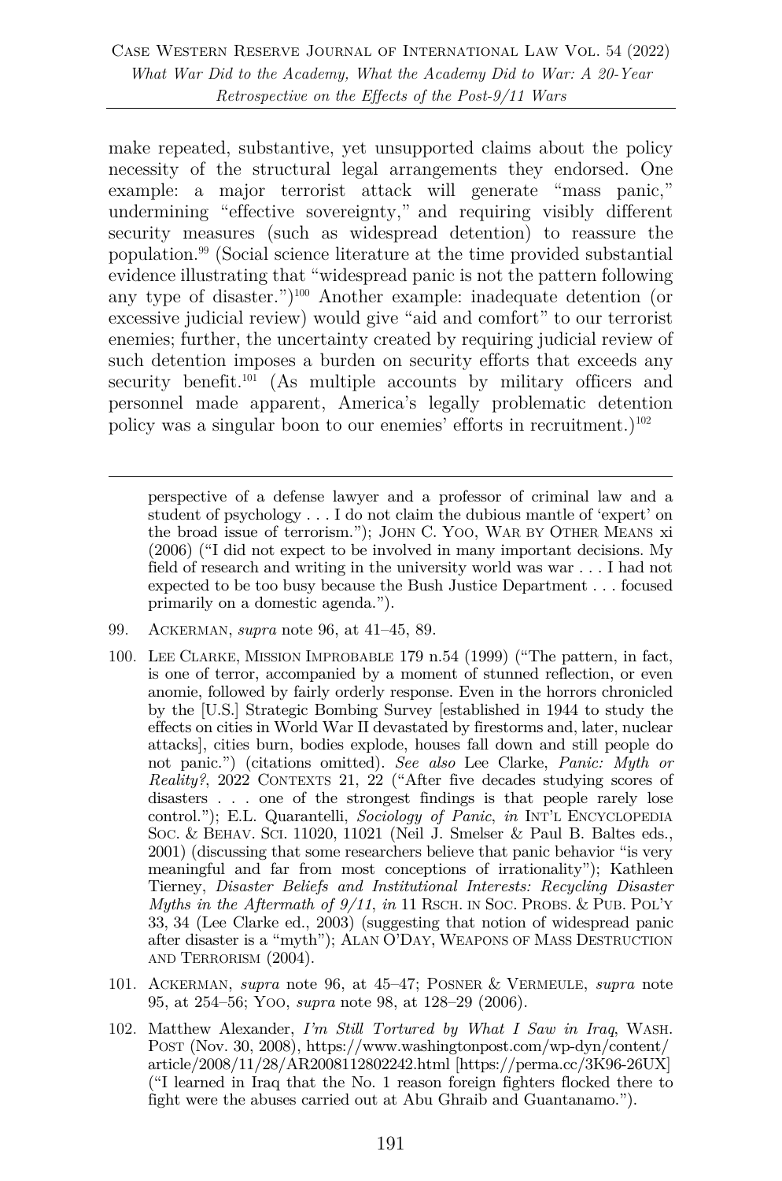make repeated, substantive, yet unsupported claims about the policy necessity of the structural legal arrangements they endorsed. One example: a major terrorist attack will generate "mass panic," undermining "effective sovereignty," and requiring visibly different security measures (such as widespread detention) to reassure the population.[99] (Social science literature at the time provided substantial evidence illustrating that "widespread panic is not the pattern following any type of disaster.")[100] Another example: inadequate detention (or excessive judicial review) would give "aid and comfort" to our terrorist enemies; further, the uncertainty created by requiring judicial review of such detention imposes a burden on security efforts that exceeds any security benefit.[101] (As multiple accounts by military officers and personnel made apparent, America's legally problematic detention policy was a singular boon to our enemies' efforts in recruitment.)[102]

---

perspective of a defense lawyer and a professor of criminal law and a student of psychology . . . I do not claim the dubious mantle of 'expert' on the broad issue of terrorism."); JOHN C. YOO, WAR BY OTHER MEANS xi (2006) ("I did not expect to be involved in many important decisions. My field of research and writing in the university world was war . . . I had not expected to be too busy because the Bush Justice Department . . . focused primarily on a domestic agenda.").

99. ACKERMAN, *supra* note 96, at 41–45, 89.

100. LEE CLARKE, MISSION IMPROBABLE 179 n.54 (1999) ("The pattern, in fact, is one of terror, accompanied by a moment of stunned reflection, or even anomie, followed by fairly orderly response. Even in the horrors chronicled by the [U.S.] Strategic Bombing Survey [established in 1944 to study the effects on cities in World War II devastated by firestorms and, later, nuclear attacks], cities burn, bodies explode, houses fall down and still people do not panic.") (citations omitted). *See also* Lee Clarke, *Panic: Myth or Reality?*, 2022 CONTEXTS 21, 22 ("After five decades studying scores of disasters . . . one of the strongest findings is that people rarely lose control."); E.L. Quarantelli, *Sociology of Panic*, *in* INT'L ENCYCLOPEDIA SOC. & BEHAV. SCI. 11020, 11021 (Neil J. Smelser & Paul B. Baltes eds., 2001) (discussing that some researchers believe that panic behavior "is very meaningful and far from most conceptions of irrationality"); Kathleen Tierney, *Disaster Beliefs and Institutional Interests: Recycling Disaster Myths in the Aftermath of 9/11*, *in* 11 RSCH. IN SOC. PROBS. & PUB. POL'Y 33, 34 (Lee Clarke ed., 2003) (suggesting that notion of widespread panic after disaster is a "myth"); ALAN O'DAY, WEAPONS OF MASS DESTRUCTION AND TERRORISM (2004).

101. ACKERMAN, *supra* note 96, at 45–47; POSNER & VERMEULE, *supra* note 95, at 254–56; YOO, *supra* note 98, at 128–29 (2006).

102. Matthew Alexander, *I'm Still Tortured by What I Saw in Iraq*, WASH. POST (Nov. 30, 2008), https://www.washingtonpost.com/wp-dyn/content/article/2008/11/28/AR2008112802242.html [https://perma.cc/3K96-26UX] ("I learned in Iraq that the No. 1 reason foreign fighters flocked there to fight were the abuses carried out at Abu Ghraib and Guantanamo.").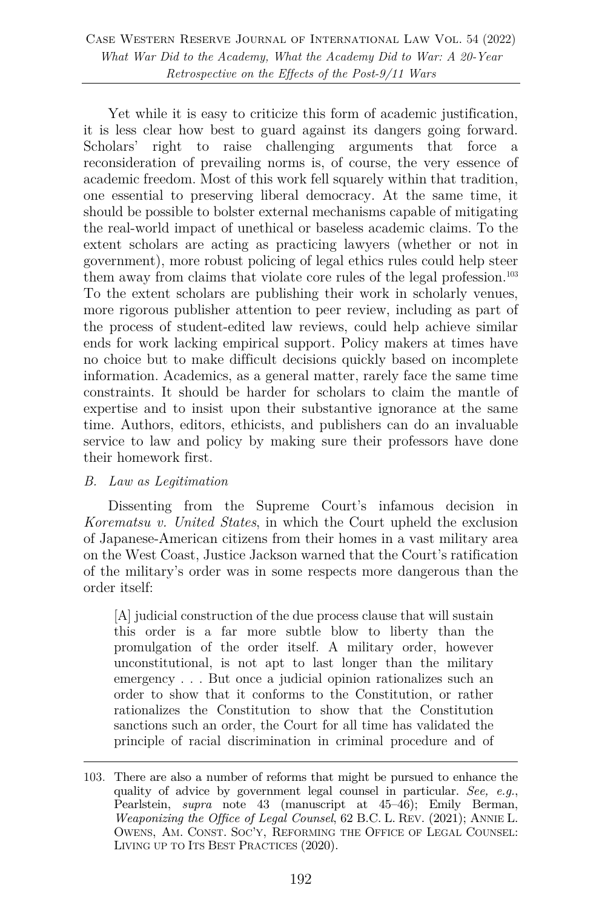Yet while it is easy to criticize this form of academic justification, it is less clear how best to guard against its dangers going forward. Scholars' right to raise challenging arguments that force a reconsideration of prevailing norms is, of course, the very essence of academic freedom. Most of this work fell squarely within that tradition, one essential to preserving liberal democracy. At the same time, it should be possible to bolster external mechanisms capable of mitigating the real-world impact of unethical or baseless academic claims. To the extent scholars are acting as practicing lawyers (whether or not in government), more robust policing of legal ethics rules could help steer them away from claims that violate core rules of the legal profession.[103] To the extent scholars are publishing their work in scholarly venues, more rigorous publisher attention to peer review, including as part of the process of student-edited law reviews, could help achieve similar ends for work lacking empirical support. Policy makers at times have no choice but to make difficult decisions quickly based on incomplete information. Academics, as a general matter, rarely face the same time constraints. It should be harder for scholars to claim the mantle of expertise and to insist upon their substantive ignorance at the same time. Authors, editors, ethicists, and publishers can do an invaluable service to law and policy by making sure their professors have done their homework first.

### *B. Law as Legitimation*

Dissenting from the Supreme Court's infamous decision in *Korematsu v. United States*, in which the Court upheld the exclusion of Japanese-American citizens from their homes in a vast military area on the West Coast, Justice Jackson warned that the Court's ratification of the military's order was in some respects more dangerous than the order itself:

> [A] judicial construction of the due process clause that will sustain this order is a far more subtle blow to liberty than the promulgation of the order itself. A military order, however unconstitutional, is not apt to last longer than the military emergency . . . But once a judicial opinion rationalizes such an order to show that it conforms to the Constitution, or rather rationalizes the Constitution to show that the Constitution sanctions such an order, the Court for all time has validated the principle of racial discrimination in criminal procedure and of

---

103. There are also a number of reforms that might be pursued to enhance the quality of advice by government legal counsel in particular. *See, e.g.*, Pearlstein, *supra* note 43 (manuscript at 45–46); Emily Berman, *Weaponizing the Office of Legal Counsel*, 62 B.C. L. REV. (2021); ANNIE L. OWENS, AM. CONST. SOC'Y, REFORMING THE OFFICE OF LEGAL COUNSEL: LIVING UP TO ITS BEST PRACTICES (2020).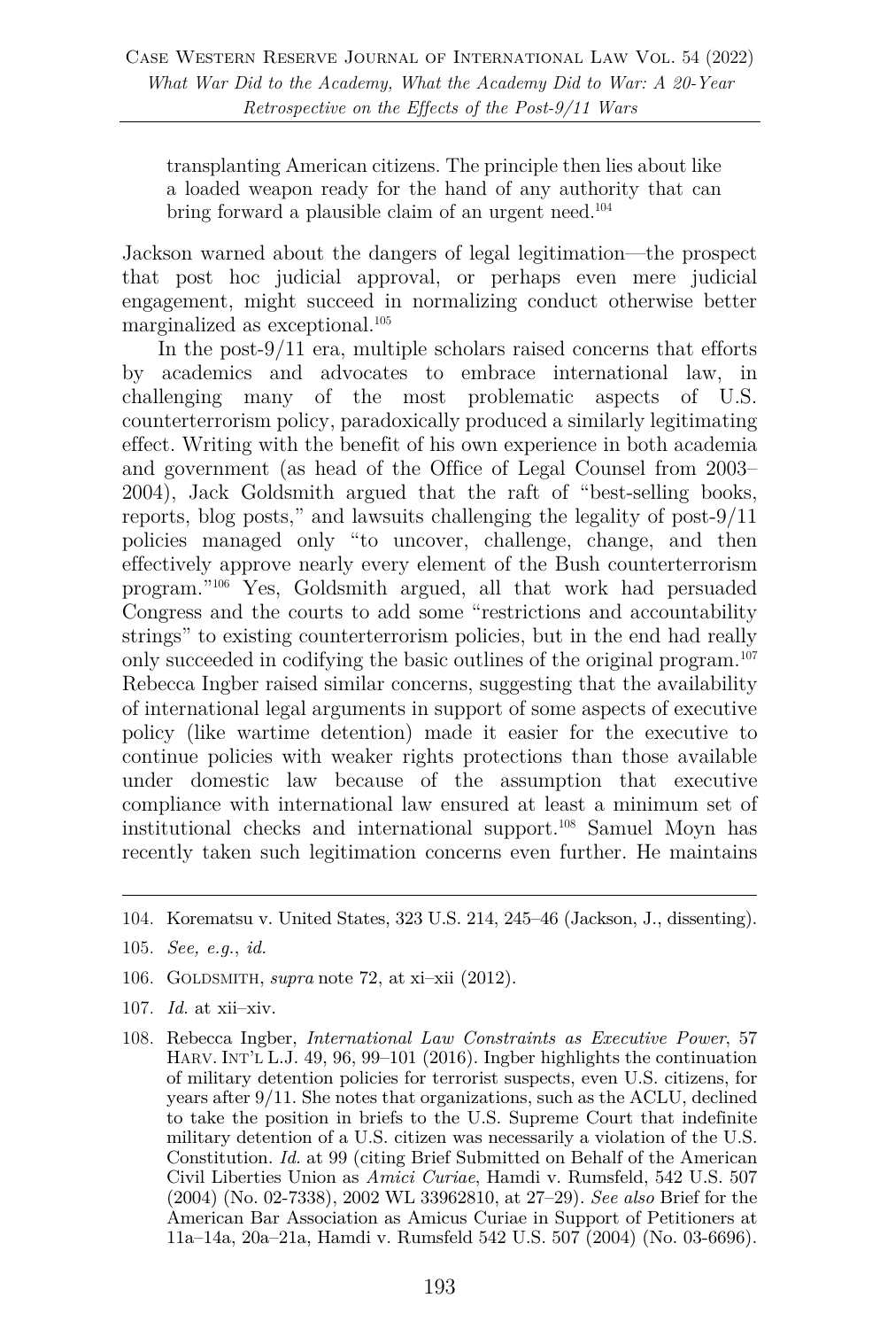> transplanting American citizens. The principle then lies about like a loaded weapon ready for the hand of any authority that can bring forward a plausible claim of an urgent need.[104]

Jackson warned about the dangers of legal legitimation—the prospect that post hoc judicial approval, or perhaps even mere judicial engagement, might succeed in normalizing conduct otherwise better marginalized as exceptional.[105]

In the post-9/11 era, multiple scholars raised concerns that efforts by academics and advocates to embrace international law, in challenging many of the most problematic aspects of U.S. counterterrorism policy, paradoxically produced a similarly legitimating effect. Writing with the benefit of his own experience in both academia and government (as head of the Office of Legal Counsel from 2003–2004), Jack Goldsmith argued that the raft of "best-selling books, reports, blog posts," and lawsuits challenging the legality of post-9/11 policies managed only "to uncover, challenge, change, and then effectively approve nearly every element of the Bush counterterrorism program."[106] Yes, Goldsmith argued, all that work had persuaded Congress and the courts to add some "restrictions and accountability strings" to existing counterterrorism policies, but in the end had really only succeeded in codifying the basic outlines of the original program.[107] Rebecca Ingber raised similar concerns, suggesting that the availability of international legal arguments in support of some aspects of executive policy (like wartime detention) made it easier for the executive to continue policies with weaker rights protections than those available under domestic law because of the assumption that executive compliance with international law ensured at least a minimum set of institutional checks and international support.[108] Samuel Moyn has recently taken such legitimation concerns even further. He maintains

---

104. Korematsu v. United States, 323 U.S. 214, 245–46 (Jackson, J., dissenting).

105. *See, e.g.*, *id.*

106. GOLDSMITH, *supra* note 72, at xi–xii (2012).

107. *Id.* at xii–xiv.

108. Rebecca Ingber, *International Law Constraints as Executive Power*, 57 HARV. INT'L L.J. 49, 96, 99–101 (2016). Ingber highlights the continuation of military detention policies for terrorist suspects, even U.S. citizens, for years after 9/11. She notes that organizations, such as the ACLU, declined to take the position in briefs to the U.S. Supreme Court that indefinite military detention of a U.S. citizen was necessarily a violation of the U.S. Constitution. *Id.* at 99 (citing Brief Submitted on Behalf of the American Civil Liberties Union as *Amici Curiae*, Hamdi v. Rumsfeld, 542 U.S. 507 (2004) (No. 02-7338), 2002 WL 33962810, at 27–29). *See also* Brief for the American Bar Association as Amicus Curiae in Support of Petitioners at 11a–14a, 20a–21a, Hamdi v. Rumsfeld 542 U.S. 507 (2004) (No. 03-6696).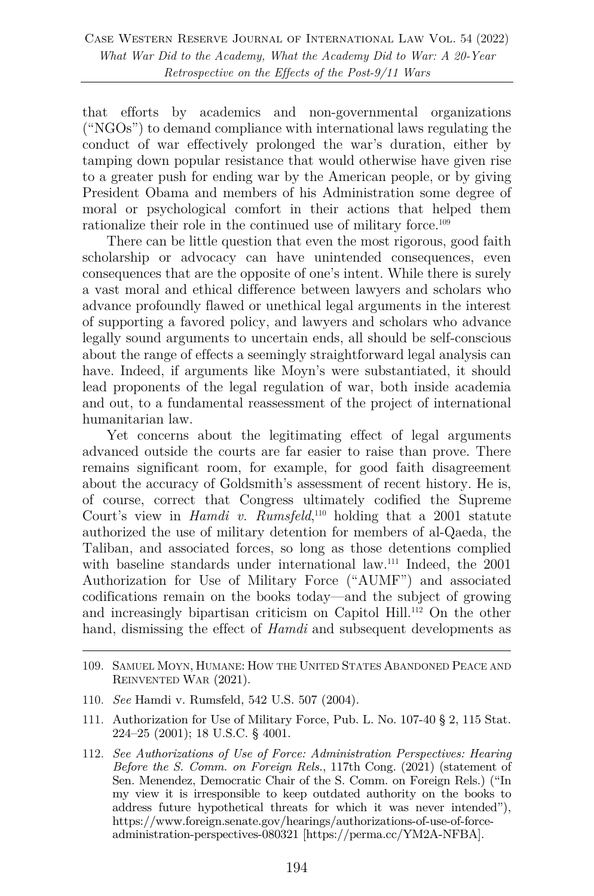that efforts by academics and non-governmental organizations ("NGOs") to demand compliance with international laws regulating the conduct of war effectively prolonged the war's duration, either by tamping down popular resistance that would otherwise have given rise to a greater push for ending war by the American people, or by giving President Obama and members of his Administration some degree of moral or psychological comfort in their actions that helped them rationalize their role in the continued use of military force.[109]

There can be little question that even the most rigorous, good faith scholarship or advocacy can have unintended consequences, even consequences that are the opposite of one's intent. While there is surely a vast moral and ethical difference between lawyers and scholars who advance profoundly flawed or unethical legal arguments in the interest of supporting a favored policy, and lawyers and scholars who advance legally sound arguments to uncertain ends, all should be self-conscious about the range of effects a seemingly straightforward legal analysis can have. Indeed, if arguments like Moyn's were substantiated, it should lead proponents of the legal regulation of war, both inside academia and out, to a fundamental reassessment of the project of international humanitarian law.

Yet concerns about the legitimating effect of legal arguments advanced outside the courts are far easier to raise than prove. There remains significant room, for example, for good faith disagreement about the accuracy of Goldsmith's assessment of recent history. He is, of course, correct that Congress ultimately codified the Supreme Court's view in *Hamdi v. Rumsfeld*,[110] holding that a 2001 statute authorized the use of military detention for members of al-Qaeda, the Taliban, and associated forces, so long as those detentions complied with baseline standards under international law.[111] Indeed, the 2001 Authorization for Use of Military Force ("AUMF") and associated codifications remain on the books today—and the subject of growing and increasingly bipartisan criticism on Capitol Hill.[112] On the other hand, dismissing the effect of *Hamdi* and subsequent developments as

---

109. Samuel Moyn, Humane: How the United States Abandoned Peace and Reinvented War (2021).

110. *See* Hamdi v. Rumsfeld, 542 U.S. 507 (2004).

111. Authorization for Use of Military Force, Pub. L. No. 107-40 § 2, 115 Stat. 224–25 (2001); 18 U.S.C. § 4001.

112. *See Authorizations of Use of Force: Administration Perspectives: Hearing Before the S. Comm. on Foreign Rels.*, 117th Cong. (2021) (statement of Sen. Menendez, Democratic Chair of the S. Comm. on Foreign Rels.) ("In my view it is irresponsible to keep outdated authority on the books to address future hypothetical threats for which it was never intended"), https://www.foreign.senate.gov/hearings/authorizations-of-use-of-force-administration-perspectives-080321 [https://perma.cc/YM2A-NFBA].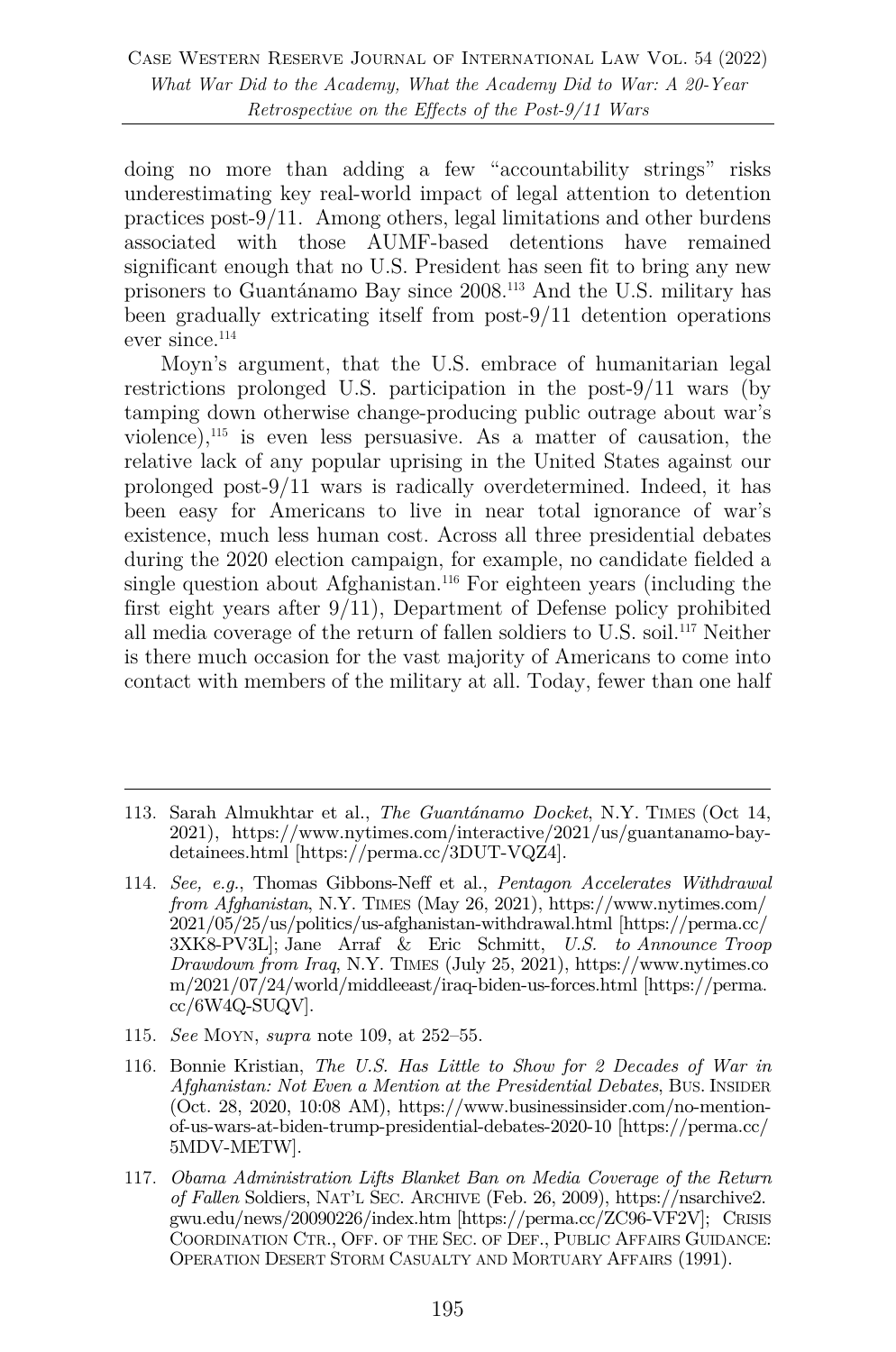doing no more than adding a few "accountability strings" risks underestimating key real-world impact of legal attention to detention practices post-9/11. Among others, legal limitations and other burdens associated with those AUMF-based detentions have remained significant enough that no U.S. President has seen fit to bring any new prisoners to Guantánamo Bay since 2008.[113] And the U.S. military has been gradually extricating itself from post-9/11 detention operations ever since.[114]

Moyn's argument, that the U.S. embrace of humanitarian legal restrictions prolonged U.S. participation in the post-9/11 wars (by tamping down otherwise change-producing public outrage about war's violence),[115] is even less persuasive. As a matter of causation, the relative lack of any popular uprising in the United States against our prolonged post-9/11 wars is radically overdetermined. Indeed, it has been easy for Americans to live in near total ignorance of war's existence, much less human cost. Across all three presidential debates during the 2020 election campaign, for example, no candidate fielded a single question about Afghanistan.[116] For eighteen years (including the first eight years after 9/11), Department of Defense policy prohibited all media coverage of the return of fallen soldiers to U.S. soil.[117] Neither is there much occasion for the vast majority of Americans to come into contact with members of the military at all. Today, fewer than one half

---

113. Sarah Almukhtar et al., *The Guantánamo Docket*, N.Y. TIMES (Oct 14, 2021), https://www.nytimes.com/interactive/2021/us/guantanamo-bay-detainees.html [https://perma.cc/3DUT-VQZ4].

114. *See, e.g.*, Thomas Gibbons-Neff et al., *Pentagon Accelerates Withdrawal from Afghanistan*, N.Y. TIMES (May 26, 2021), https://www.nytimes.com/2021/05/25/us/politics/us-afghanistan-withdrawal.html [https://perma.cc/3XK8-PV3L]; Jane Arraf & Eric Schmitt, *U.S. to Announce Troop Drawdown from Iraq*, N.Y. TIMES (July 25, 2021), https://www.nytimes.com/2021/07/24/world/middleeast/iraq-biden-us-forces.html [https://perma.cc/6W4Q-SUQV].

115. *See* MOYN, *supra* note 109, at 252–55.

116. Bonnie Kristian, *The U.S. Has Little to Show for 2 Decades of War in Afghanistan: Not Even a Mention at the Presidential Debates*, BUS. INSIDER (Oct. 28, 2020, 10:08 AM), https://www.businessinsider.com/no-mention-of-us-wars-at-biden-trump-presidential-debates-2020-10 [https://perma.cc/5MDV-METW].

117. *Obama Administration Lifts Blanket Ban on Media Coverage of the Return of Fallen* Soldiers, NAT'L SEC. ARCHIVE (Feb. 26, 2009), https://nsarchive2.gwu.edu/news/20090226/index.htm [https://perma.cc/ZC96-VF2V]; CRISIS COORDINATION CTR., OFF. OF THE SEC. OF DEF., PUBLIC AFFAIRS GUIDANCE: OPERATION DESERT STORM CASUALTY AND MORTUARY AFFAIRS (1991).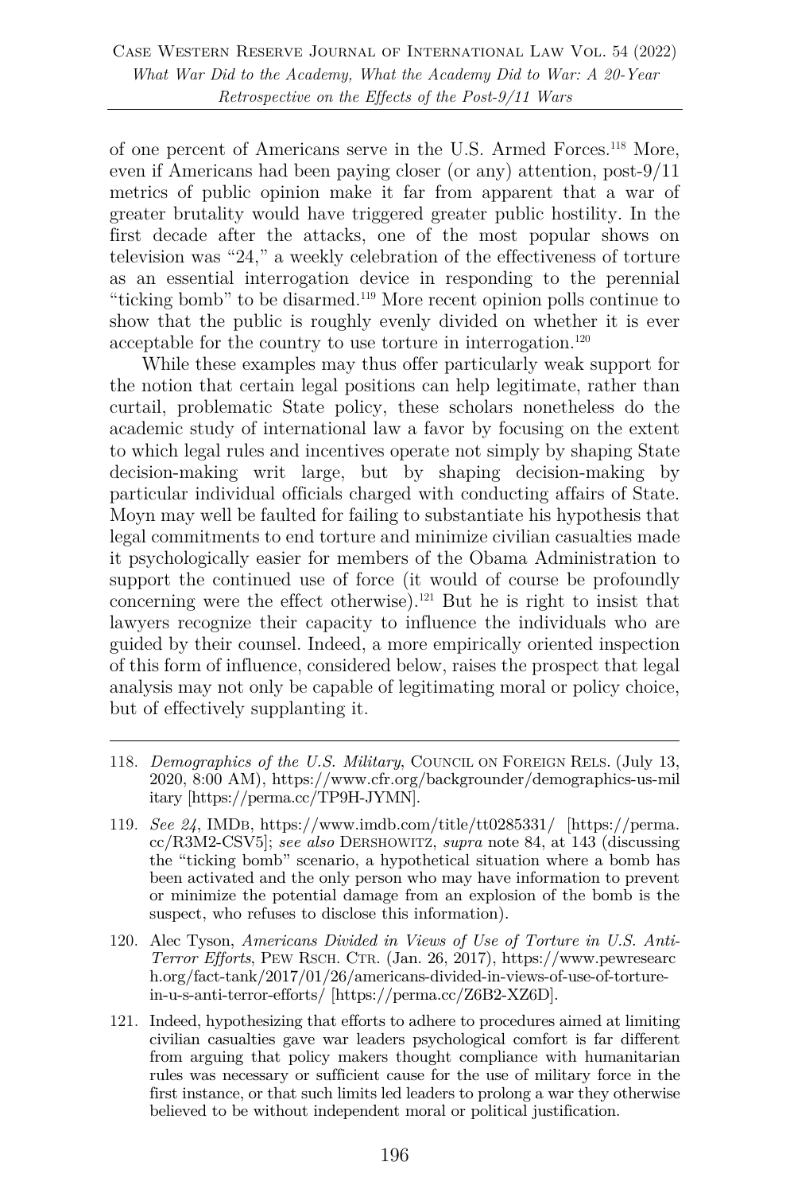of one percent of Americans serve in the U.S. Armed Forces.[118] More, even if Americans had been paying closer (or any) attention, post-9/11 metrics of public opinion make it far from apparent that a war of greater brutality would have triggered greater public hostility. In the first decade after the attacks, one of the most popular shows on television was "24," a weekly celebration of the effectiveness of torture as an essential interrogation device in responding to the perennial "ticking bomb" to be disarmed.[119] More recent opinion polls continue to show that the public is roughly evenly divided on whether it is ever acceptable for the country to use torture in interrogation.[120]

While these examples may thus offer particularly weak support for the notion that certain legal positions can help legitimate, rather than curtail, problematic State policy, these scholars nonetheless do the academic study of international law a favor by focusing on the extent to which legal rules and incentives operate not simply by shaping State decision-making writ large, but by shaping decision-making by particular individual officials charged with conducting affairs of State. Moyn may well be faulted for failing to substantiate his hypothesis that legal commitments to end torture and minimize civilian casualties made it psychologically easier for members of the Obama Administration to support the continued use of force (it would of course be profoundly concerning were the effect otherwise).[121] But he is right to insist that lawyers recognize their capacity to influence the individuals who are guided by their counsel. Indeed, a more empirically oriented inspection of this form of influence, considered below, raises the prospect that legal analysis may not only be capable of legitimating moral or policy choice, but of effectively supplanting it.

---

118. *Demographics of the U.S. Military*, Council on Foreign Rels. (July 13, 2020, 8:00 AM), https://www.cfr.org/backgrounder/demographics-us-military [https://perma.cc/TP9H-JYMN].

119. *See 24*, IMDb, https://www.imdb.com/title/tt0285331/ [https://perma.cc/R3M2-CSV5]; *see also* Dershowitz, *supra* note 84, at 143 (discussing the "ticking bomb" scenario, a hypothetical situation where a bomb has been activated and the only person who may have information to prevent or minimize the potential damage from an explosion of the bomb is the suspect, who refuses to disclose this information).

120. Alec Tyson, *Americans Divided in Views of Use of Torture in U.S. Anti-Terror Efforts*, Pew Rsch. Ctr. (Jan. 26, 2017), https://www.pewresearch.org/fact-tank/2017/01/26/americans-divided-in-views-of-use-of-torture-in-u-s-anti-terror-efforts/ [https://perma.cc/Z6B2-XZ6D].

121. Indeed, hypothesizing that efforts to adhere to procedures aimed at limiting civilian casualties gave war leaders psychological comfort is far different from arguing that policy makers thought compliance with humanitarian rules was necessary or sufficient cause for the use of military force in the first instance, or that such limits led leaders to prolong a war they otherwise believed to be without independent moral or political justification.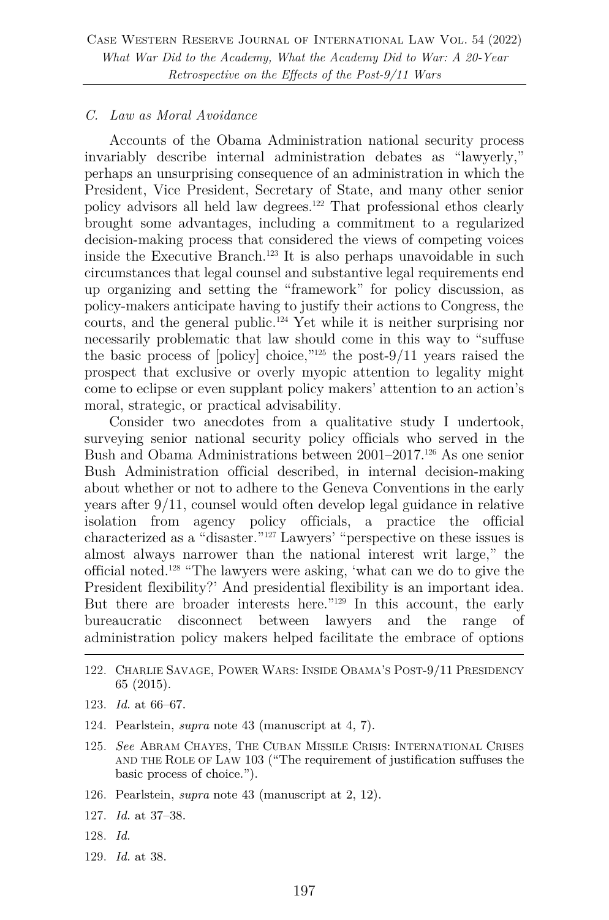### C. Law as Moral Avoidance

Accounts of the Obama Administration national security process invariably describe internal administration debates as "lawyerly," perhaps an unsurprising consequence of an administration in which the President, Vice President, Secretary of State, and many other senior policy advisors all held law degrees.[122] That professional ethos clearly brought some advantages, including a commitment to a regularized decision-making process that considered the views of competing voices inside the Executive Branch.[123] It is also perhaps unavoidable in such circumstances that legal counsel and substantive legal requirements end up organizing and setting the "framework" for policy discussion, as policy-makers anticipate having to justify their actions to Congress, the courts, and the general public.[124] Yet while it is neither surprising nor necessarily problematic that law should come in this way to "suffuse the basic process of [policy] choice,"[125] the post-9/11 years raised the prospect that exclusive or overly myopic attention to legality might come to eclipse or even supplant policy makers' attention to an action's moral, strategic, or practical advisability.

Consider two anecdotes from a qualitative study I undertook, surveying senior national security policy officials who served in the Bush and Obama Administrations between 2001–2017.[126] As one senior Bush Administration official described, in internal decision-making about whether or not to adhere to the Geneva Conventions in the early years after 9/11, counsel would often develop legal guidance in relative isolation from agency policy officials, a practice the official characterized as a "disaster."[127] Lawyers' "perspective on these issues is almost always narrower than the national interest writ large," the official noted.[128] "The lawyers were asking, 'what can we do to give the President flexibility?' And presidential flexibility is an important idea. But there are broader interests here."[129] In this account, the early bureaucratic disconnect between lawyers and the range of administration policy makers helped facilitate the embrace of options

---

122. Charlie Savage, Power Wars: Inside Obama's Post-9/11 Presidency 65 (2015).

123. *Id.* at 66–67.

124. Pearlstein, *supra* note 43 (manuscript at 4, 7).

125. *See* Abram Chayes, The Cuban Missile Crisis: International Crises and the Role of Law 103 ("The requirement of justification suffuses the basic process of choice.").

126. Pearlstein, *supra* note 43 (manuscript at 2, 12).

127. *Id.* at 37–38.

128. *Id.*

129. *Id.* at 38.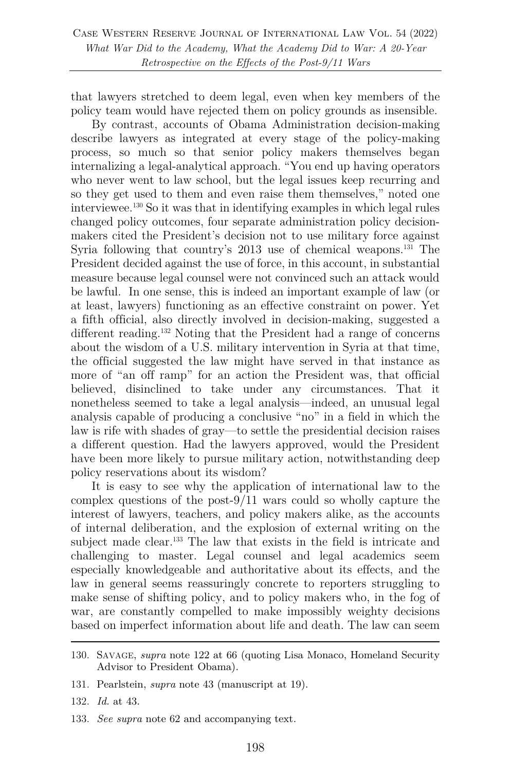that lawyers stretched to deem legal, even when key members of the policy team would have rejected them on policy grounds as insensible.

By contrast, accounts of Obama Administration decision-making describe lawyers as integrated at every stage of the policy-making process, so much so that senior policy makers themselves began internalizing a legal-analytical approach. "You end up having operators who never went to law school, but the legal issues keep recurring and so they get used to them and even raise them themselves," noted one interviewee.[130] So it was that in identifying examples in which legal rules changed policy outcomes, four separate administration policy decision-makers cited the President's decision not to use military force against Syria following that country's 2013 use of chemical weapons.[131] The President decided against the use of force, in this account, in substantial measure because legal counsel were not convinced such an attack would be lawful. In one sense, this is indeed an important example of law (or at least, lawyers) functioning as an effective constraint on power. Yet a fifth official, also directly involved in decision-making, suggested a different reading.[132] Noting that the President had a range of concerns about the wisdom of a U.S. military intervention in Syria at that time, the official suggested the law might have served in that instance as more of "an off ramp" for an action the President was, that official believed, disinclined to take under any circumstances. That it nonetheless seemed to take a legal analysis—indeed, an unusual legal analysis capable of producing a conclusive "no" in a field in which the law is rife with shades of gray—to settle the presidential decision raises a different question. Had the lawyers approved, would the President have been more likely to pursue military action, notwithstanding deep policy reservations about its wisdom?

It is easy to see why the application of international law to the complex questions of the post-9/11 wars could so wholly capture the interest of lawyers, teachers, and policy makers alike, as the accounts of internal deliberation, and the explosion of external writing on the subject made clear.[133] The law that exists in the field is intricate and challenging to master. Legal counsel and legal academics seem especially knowledgeable and authoritative about its effects, and the law in general seems reassuringly concrete to reporters struggling to make sense of shifting policy, and to policy makers who, in the fog of war, are constantly compelled to make impossibly weighty decisions based on imperfect information about life and death. The law can seem

---

130. Savage, *supra* note 122 at 66 (quoting Lisa Monaco, Homeland Security Advisor to President Obama).

131. Pearlstein, *supra* note 43 (manuscript at 19).

132. *Id.* at 43.

133. *See supra* note 62 and accompanying text.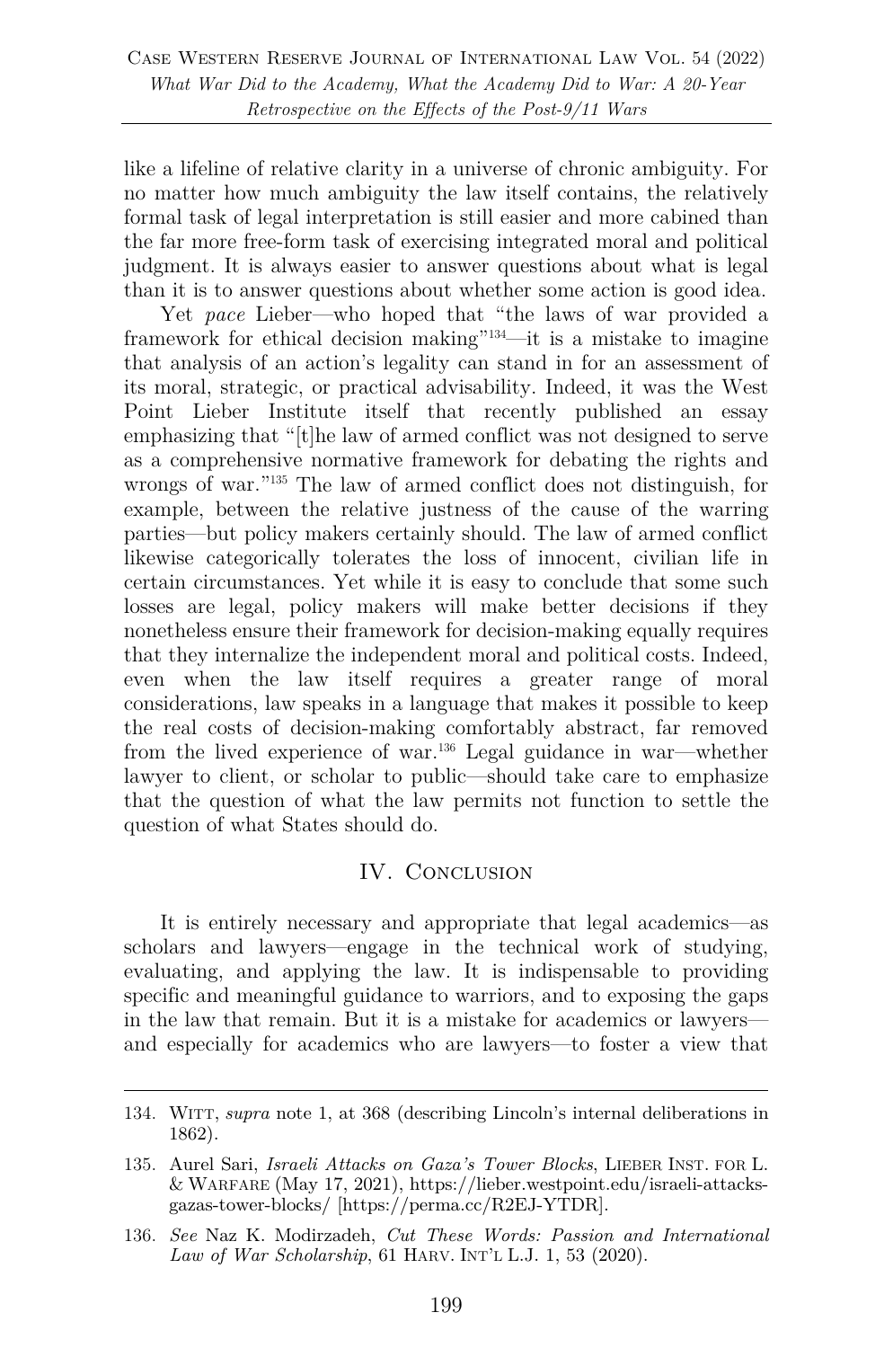like a lifeline of relative clarity in a universe of chronic ambiguity. For no matter how much ambiguity the law itself contains, the relatively formal task of legal interpretation is still easier and more cabined than the far more free-form task of exercising integrated moral and political judgment. It is always easier to answer questions about what is legal than it is to answer questions about whether some action is good idea.

Yet *pace* Lieber—who hoped that "the laws of war provided a framework for ethical decision making"[134]—it is a mistake to imagine that analysis of an action's legality can stand in for an assessment of its moral, strategic, or practical advisability. Indeed, it was the West Point Lieber Institute itself that recently published an essay emphasizing that "[t]he law of armed conflict was not designed to serve as a comprehensive normative framework for debating the rights and wrongs of war."[135] The law of armed conflict does not distinguish, for example, between the relative justness of the cause of the warring parties—but policy makers certainly should. The law of armed conflict likewise categorically tolerates the loss of innocent, civilian life in certain circumstances. Yet while it is easy to conclude that some such losses are legal, policy makers will make better decisions if they nonetheless ensure their framework for decision-making equally requires that they internalize the independent moral and political costs. Indeed, even when the law itself requires a greater range of moral considerations, law speaks in a language that makes it possible to keep the real costs of decision-making comfortably abstract, far removed from the lived experience of war.[136] Legal guidance in war—whether lawyer to client, or scholar to public—should take care to emphasize that the question of what the law permits not function to settle the question of what States should do.

## IV. Conclusion

It is entirely necessary and appropriate that legal academics—as scholars and lawyers—engage in the technical work of studying, evaluating, and applying the law. It is indispensable to providing specific and meaningful guidance to warriors, and to exposing the gaps in the law that remain. But it is a mistake for academics or lawyers—and especially for academics who are lawyers—to foster a view that

---

134. Witt, *supra* note 1, at 368 (describing Lincoln's internal deliberations in 1862).

135. Aurel Sari, *Israeli Attacks on Gaza's Tower Blocks*, Lieber Inst. for L. & Warfare (May 17, 2021), https://lieber.westpoint.edu/israeli-attacks-gazas-tower-blocks/ [https://perma.cc/R2EJ-YTDR].

136. *See* Naz K. Modirzadeh, *Cut These Words: Passion and International Law of War Scholarship*, 61 Harv. Int'l L.J. 1, 53 (2020).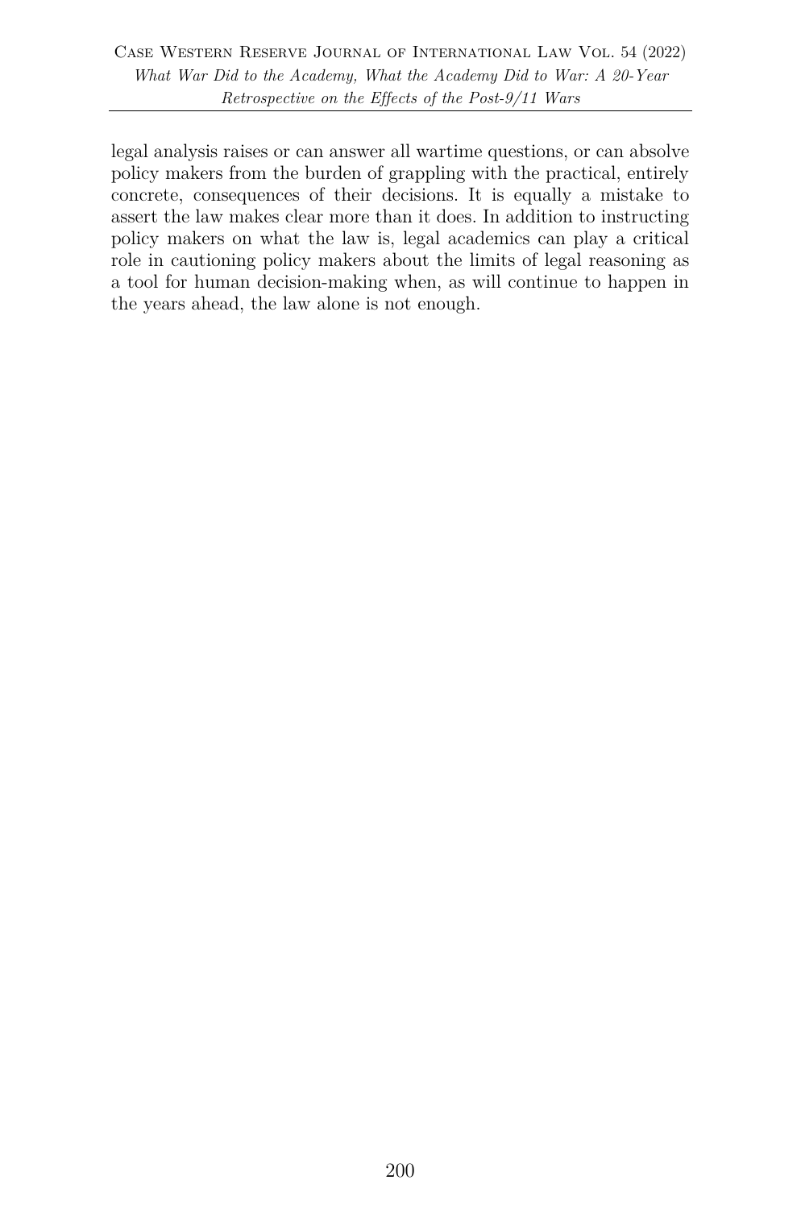legal analysis raises or can answer all wartime questions, or can absolve policy makers from the burden of grappling with the practical, entirely concrete, consequences of their decisions. It is equally a mistake to assert the law makes clear more than it does. In addition to instructing policy makers on what the law is, legal academics can play a critical role in cautioning policy makers about the limits of legal reasoning as a tool for human decision-making when, as will continue to happen in the years ahead, the law alone is not enough.